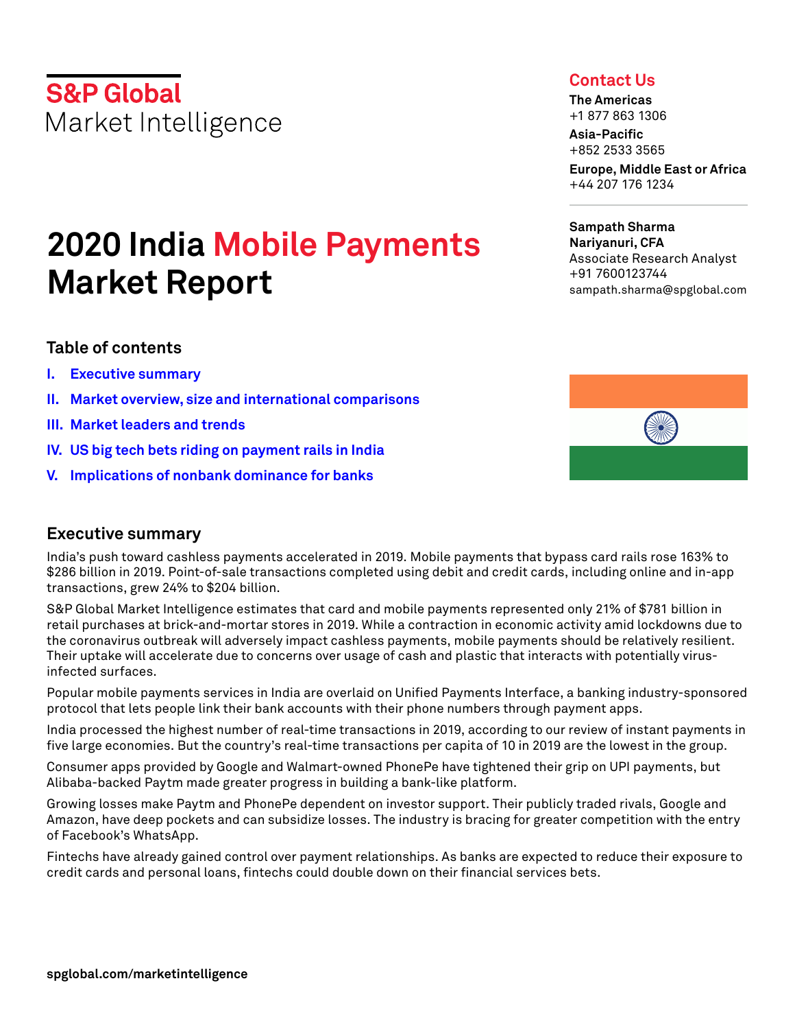S&P Global
Market Intelligence

# 2020 India Mobile Payments Market Report

**Contact Us**

**The Americas**
+1 877 863 1306

**Asia-Pacific**
+852 2533 3565

**Europe, Middle East or Africa**
+44 207 176 1234

**Sampath Sharma Nariyanuri, CFA**
Associate Research Analyst
+91 7600123744
sampath.sharma@spglobal.com

## Table of contents

I. Executive summary
II. Market overview, size and international comparisons
III. Market leaders and trends
IV. US big tech bets riding on payment rails in India
V. Implications of nonbank dominance for banks

## Executive summary

India's push toward cashless payments accelerated in 2019. Mobile payments that bypass card rails rose 163% to $286 billion in 2019. Point-of-sale transactions completed using debit and credit cards, including online and in-app transactions, grew 24% to $204 billion.

S&P Global Market Intelligence estimates that card and mobile payments represented only 21% of $781 billion in retail purchases at brick-and-mortar stores in 2019. While a contraction in economic activity amid lockdowns due to the coronavirus outbreak will adversely impact cashless payments, mobile payments should be relatively resilient. Their uptake will accelerate due to concerns over usage of cash and plastic that interacts with potentially virus-infected surfaces.

Popular mobile payments services in India are overlaid on Unified Payments Interface, a banking industry-sponsored protocol that lets people link their bank accounts with their phone numbers through payment apps.

India processed the highest number of real-time transactions in 2019, according to our review of instant payments in five large economies. But the country's real-time transactions per capita of 10 in 2019 are the lowest in the group.

Consumer apps provided by Google and Walmart-owned PhonePe have tightened their grip on UPI payments, but Alibaba-backed Paytm made greater progress in building a bank-like platform.

Growing losses make Paytm and PhonePe dependent on investor support. Their publicly traded rivals, Google and Amazon, have deep pockets and can subsidize losses. The industry is bracing for greater competition with the entry of Facebook's WhatsApp.

Fintechs have already gained control over payment relationships. As banks are expected to reduce their exposure to credit cards and personal loans, fintechs could double down on their financial services bets.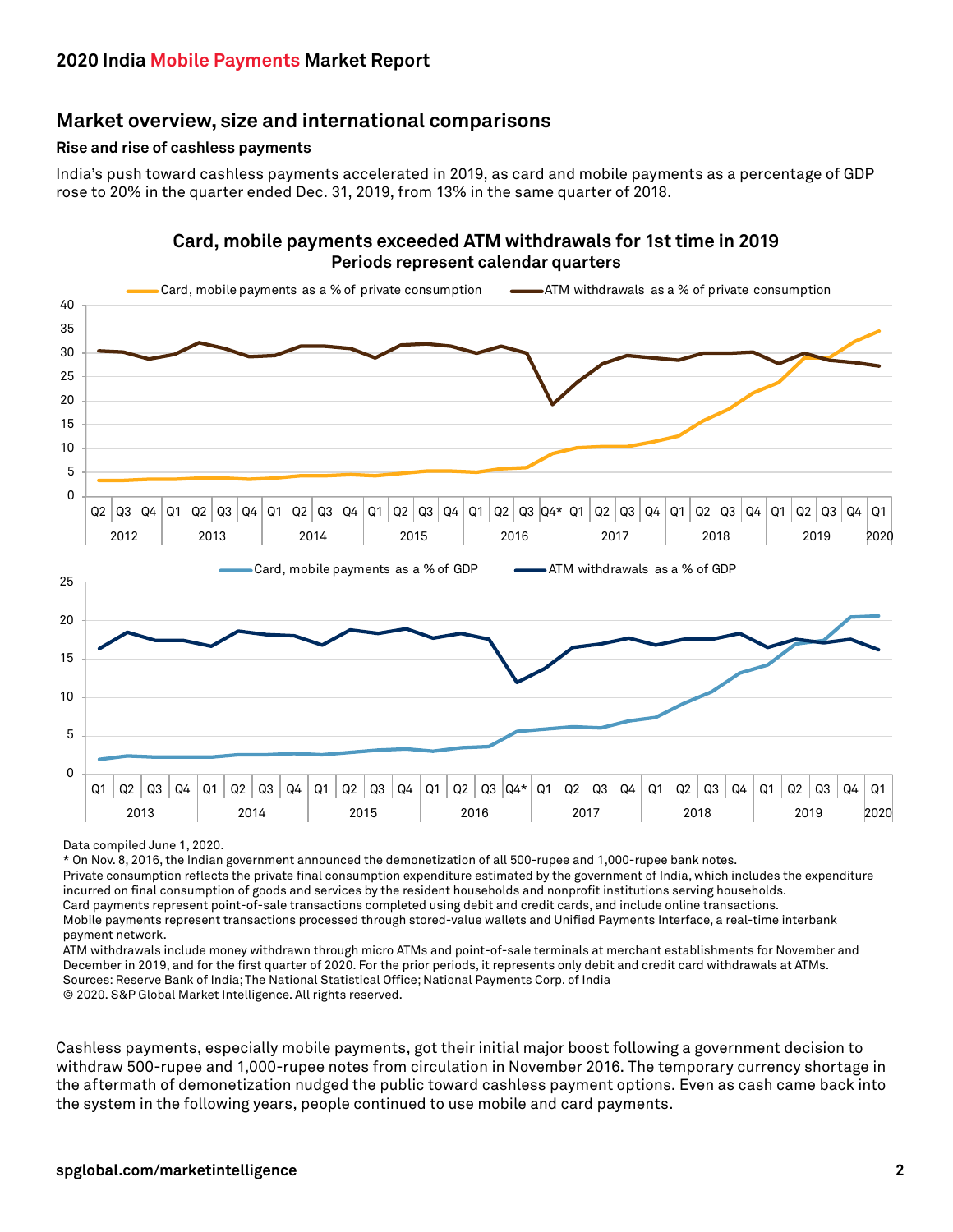## Market overview, size and international comparisons

### Rise and rise of cashless payments

India's push toward cashless payments accelerated in 2019, as card and mobile payments as a percentage of GDP rose to 20% in the quarter ended Dec. 31, 2019, from 13% in the same quarter of 2018.

**Card, mobile payments exceeded ATM withdrawals for 1st time in 2019**
**Periods represent calendar quarters**

Data compiled June 1, 2020.
* On Nov. 8, 2016, the Indian government announced the demonetization of all 500-rupee and 1,000-rupee bank notes.
Private consumption reflects the private final consumption expenditure estimated by the government of India, which includes the expenditure incurred on final consumption of goods and services by the resident households and nonprofit institutions serving households.
Card payments represent point-of-sale transactions completed using debit and credit cards, and include online transactions.
Mobile payments represent transactions processed through stored-value wallets and Unified Payments Interface, a real-time interbank payment network.
ATM withdrawals include money withdrawn through micro ATMs and point-of-sale terminals at merchant establishments for November and December in 2019, and for the first quarter of 2020. For the prior periods, it represents only debit and credit card withdrawals at ATMs.
Sources: Reserve Bank of India; The National Statistical Office; National Payments Corp. of India
© 2020. S&P Global Market Intelligence. All rights reserved.

Cashless payments, especially mobile payments, got their initial major boost following a government decision to withdraw 500-rupee and 1,000-rupee notes from circulation in November 2016. The temporary currency shortage in the aftermath of demonetization nudged the public toward cashless payment options. Even as cash came back into the system in the following years, people continued to use mobile and card payments.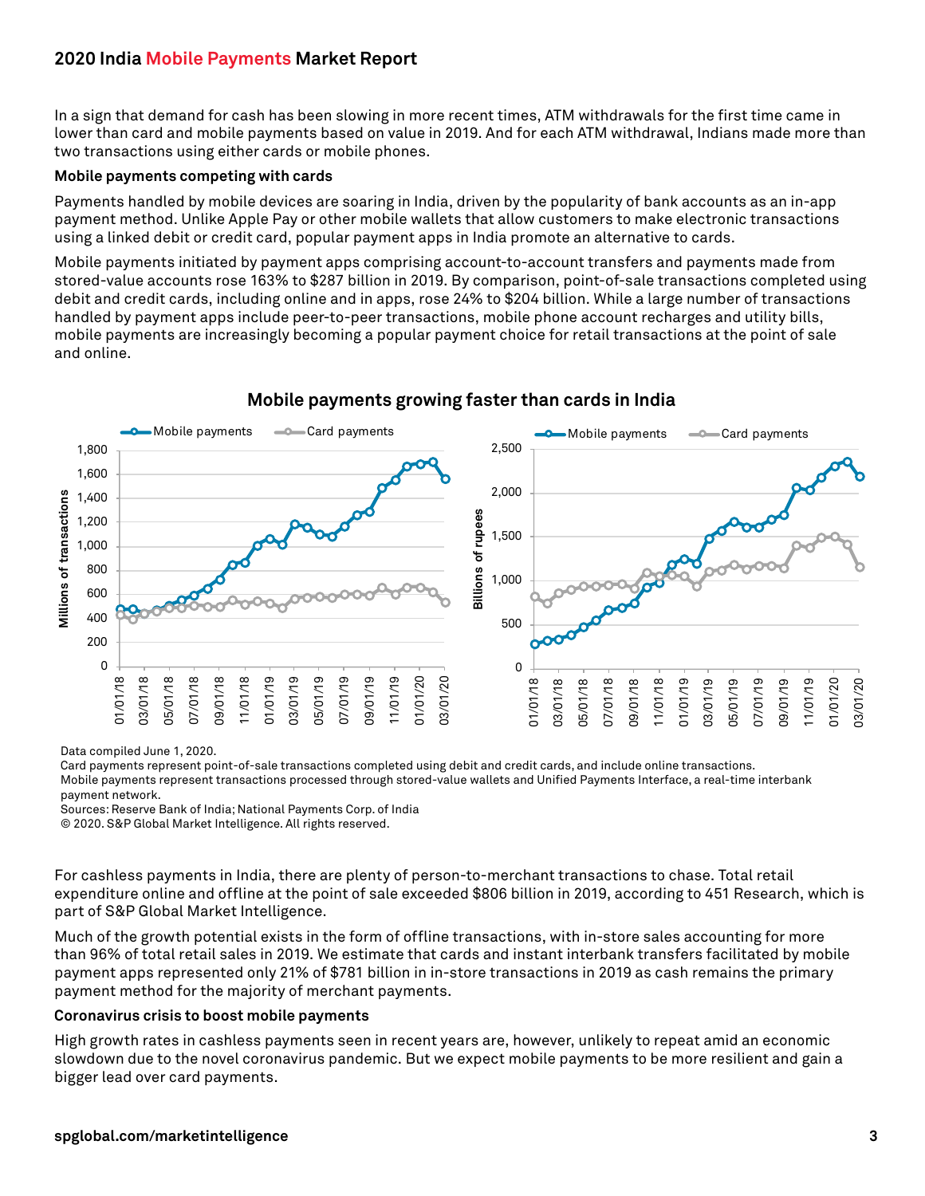In a sign that demand for cash has been slowing in more recent times, ATM withdrawals for the first time came in lower than card and mobile payments based on value in 2019. And for each ATM withdrawal, Indians made more than two transactions using either cards or mobile phones.

**Mobile payments competing with cards**

Payments handled by mobile devices are soaring in India, driven by the popularity of bank accounts as an in-app payment method. Unlike Apple Pay or other mobile wallets that allow customers to make electronic transactions using a linked debit or credit card, popular payment apps in India promote an alternative to cards.

Mobile payments initiated by payment apps comprising account-to-account transfers and payments made from stored-value accounts rose 163% to $287 billion in 2019. By comparison, point-of-sale transactions completed using debit and credit cards, including online and in apps, rose 24% to $204 billion. While a large number of transactions handled by payment apps include peer-to-peer transactions, mobile phone account recharges and utility bills, mobile payments are increasingly becoming a popular payment choice for retail transactions at the point of sale and online.

**Mobile payments growing faster than cards in India**

Data compiled June 1, 2020.

Card payments represent point-of-sale transactions completed using debit and credit cards, and include online transactions.

Mobile payments represent transactions processed through stored-value wallets and Unified Payments Interface, a real-time interbank payment network.

Sources: Reserve Bank of India; National Payments Corp. of India

© 2020. S&P Global Market Intelligence. All rights reserved.

For cashless payments in India, there are plenty of person-to-merchant transactions to chase. Total retail expenditure online and offline at the point of sale exceeded $806 billion in 2019, according to 451 Research, which is part of S&P Global Market Intelligence.

Much of the growth potential exists in the form of offline transactions, with in-store sales accounting for more than 96% of total retail sales in 2019. We estimate that cards and instant interbank transfers facilitated by mobile payment apps represented only 21% of $781 billion in in-store transactions in 2019 as cash remains the primary payment method for the majority of merchant payments.

**Coronavirus crisis to boost mobile payments**

High growth rates in cashless payments seen in recent years are, however, unlikely to repeat amid an economic slowdown due to the novel coronavirus pandemic. But we expect mobile payments to be more resilient and gain a bigger lead over card payments.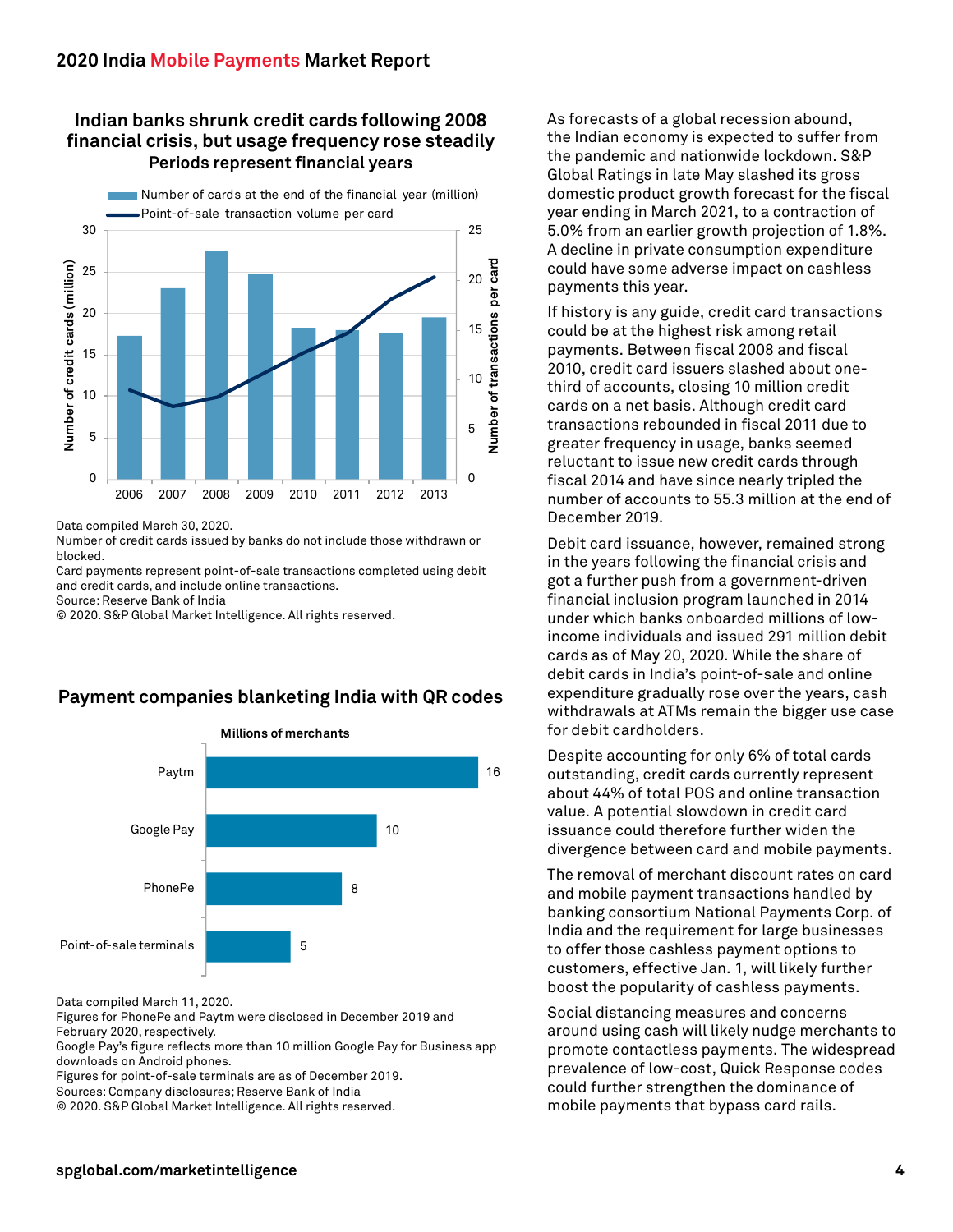## Indian banks shrunk credit cards following 2008 financial crisis, but usage frequency rose steadily

Periods represent financial years

Data compiled March 30, 2020.

Number of credit cards issued by banks do not include those withdrawn or blocked.

Card payments represent point-of-sale transactions completed using debit and credit cards, and include online transactions.

Source: Reserve Bank of India

© 2020. S&P Global Market Intelligence. All rights reserved.

## Payment companies blanketing India with QR codes

Millions of merchants

| | Millions of merchants |
|---|---|
| Paytm | 16 |
| Google Pay | 10 |
| PhonePe | 8 |
| Point-of-sale terminals | 5 |

Data compiled March 11, 2020.

Figures for PhonePe and Paytm were disclosed in December 2019 and February 2020, respectively.

Google Pay's figure reflects more than 10 million Google Pay for Business app downloads on Android phones.

Figures for point-of-sale terminals are as of December 2019.

Sources: Company disclosures; Reserve Bank of India

© 2020. S&P Global Market Intelligence. All rights reserved.

As forecasts of a global recession abound, the Indian economy is expected to suffer from the pandemic and nationwide lockdown. S&P Global Ratings in late May slashed its gross domestic product growth forecast for the fiscal year ending in March 2021, to a contraction of 5.0% from an earlier growth projection of 1.8%. A decline in private consumption expenditure could have some adverse impact on cashless payments this year.

If history is any guide, credit card transactions could be at the highest risk among retail payments. Between fiscal 2008 and fiscal 2010, credit card issuers slashed about one-third of accounts, closing 10 million credit cards on a net basis. Although credit card transactions rebounded in fiscal 2011 due to greater frequency in usage, banks seemed reluctant to issue new credit cards through fiscal 2014 and have since nearly tripled the number of accounts to 55.3 million at the end of December 2019.

Debit card issuance, however, remained strong in the years following the financial crisis and got a further push from a government-driven financial inclusion program launched in 2014 under which banks onboarded millions of low-income individuals and issued 291 million debit cards as of May 20, 2020. While the share of debit cards in India's point-of-sale and online expenditure gradually rose over the years, cash withdrawals at ATMs remain the bigger use case for debit cardholders.

Despite accounting for only 6% of total cards outstanding, credit cards currently represent about 44% of total POS and online transaction value. A potential slowdown in credit card issuance could therefore further widen the divergence between card and mobile payments.

The removal of merchant discount rates on card and mobile payment transactions handled by banking consortium National Payments Corp. of India and the requirement for large businesses to offer those cashless payment options to customers, effective Jan. 1, will likely further boost the popularity of cashless payments.

Social distancing measures and concerns around using cash will likely nudge merchants to promote contactless payments. The widespread prevalence of low-cost, Quick Response codes could further strengthen the dominance of mobile payments that bypass card rails.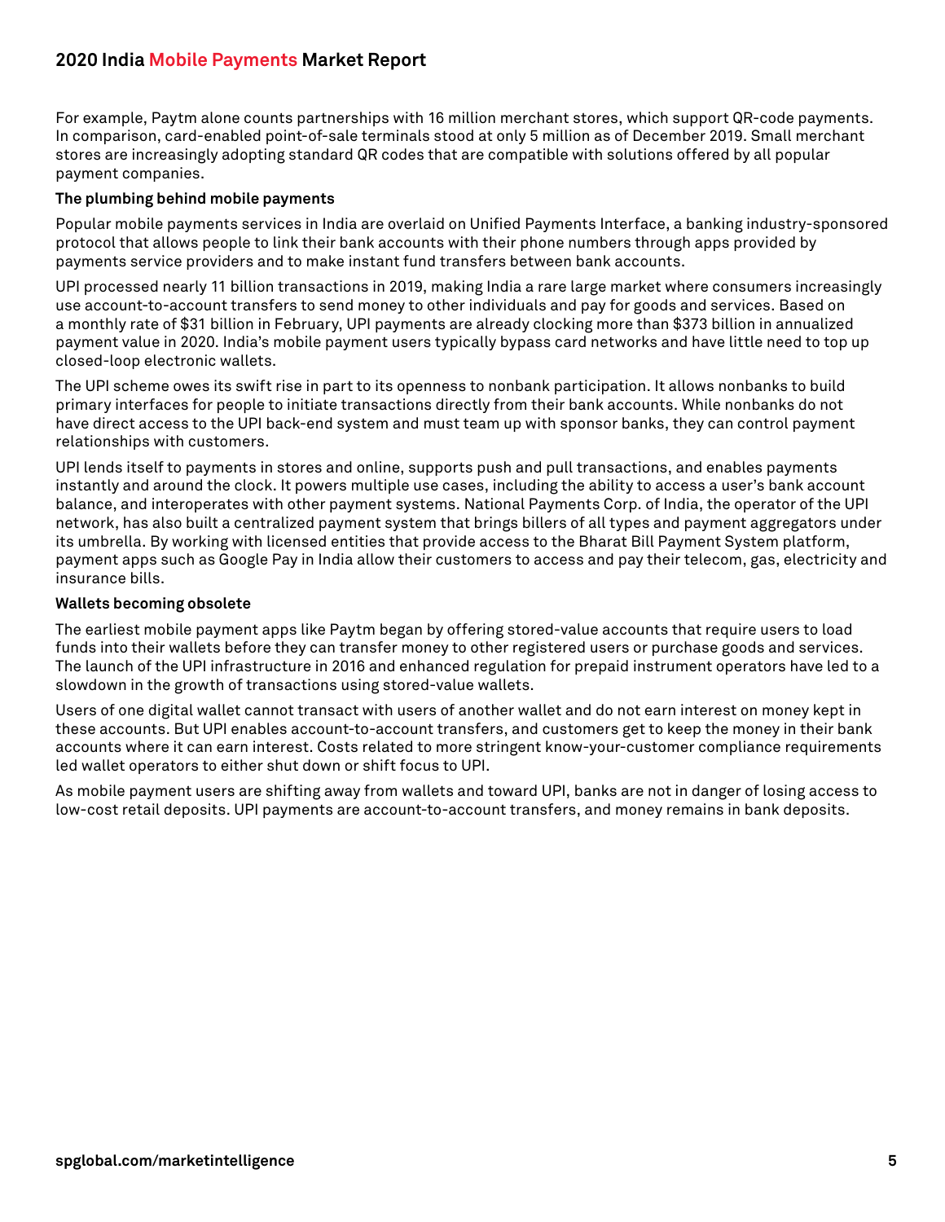For example, Paytm alone counts partnerships with 16 million merchant stores, which support QR-code payments. In comparison, card-enabled point-of-sale terminals stood at only 5 million as of December 2019. Small merchant stores are increasingly adopting standard QR codes that are compatible with solutions offered by all popular payment companies.

**The plumbing behind mobile payments**

Popular mobile payments services in India are overlaid on Unified Payments Interface, a banking industry-sponsored protocol that allows people to link their bank accounts with their phone numbers through apps provided by payments service providers and to make instant fund transfers between bank accounts.

UPI processed nearly 11 billion transactions in 2019, making India a rare large market where consumers increasingly use account-to-account transfers to send money to other individuals and pay for goods and services. Based on a monthly rate of $31 billion in February, UPI payments are already clocking more than $373 billion in annualized payment value in 2020. India's mobile payment users typically bypass card networks and have little need to top up closed-loop electronic wallets.

The UPI scheme owes its swift rise in part to its openness to nonbank participation. It allows nonbanks to build primary interfaces for people to initiate transactions directly from their bank accounts. While nonbanks do not have direct access to the UPI back-end system and must team up with sponsor banks, they can control payment relationships with customers.

UPI lends itself to payments in stores and online, supports push and pull transactions, and enables payments instantly and around the clock. It powers multiple use cases, including the ability to access a user's bank account balance, and interoperates with other payment systems. National Payments Corp. of India, the operator of the UPI network, has also built a centralized payment system that brings billers of all types and payment aggregators under its umbrella. By working with licensed entities that provide access to the Bharat Bill Payment System platform, payment apps such as Google Pay in India allow their customers to access and pay their telecom, gas, electricity and insurance bills.

**Wallets becoming obsolete**

The earliest mobile payment apps like Paytm began by offering stored-value accounts that require users to load funds into their wallets before they can transfer money to other registered users or purchase goods and services. The launch of the UPI infrastructure in 2016 and enhanced regulation for prepaid instrument operators have led to a slowdown in the growth of transactions using stored-value wallets.

Users of one digital wallet cannot transact with users of another wallet and do not earn interest on money kept in these accounts. But UPI enables account-to-account transfers, and customers get to keep the money in their bank accounts where it can earn interest. Costs related to more stringent know-your-customer compliance requirements led wallet operators to either shut down or shift focus to UPI.

As mobile payment users are shifting away from wallets and toward UPI, banks are not in danger of losing access to low-cost retail deposits. UPI payments are account-to-account transfers, and money remains in bank deposits.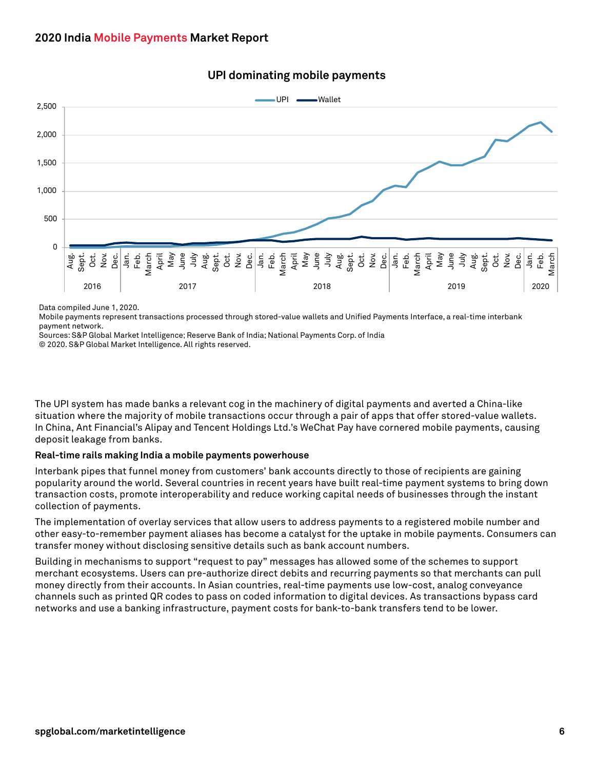**UPI dominating mobile payments**

Data compiled June 1, 2020.

Mobile payments represent transactions processed through stored-value wallets and Unified Payments Interface, a real-time interbank payment network.

Sources: S&P Global Market Intelligence; Reserve Bank of India; National Payments Corp. of India

© 2020. S&P Global Market Intelligence. All rights reserved.

The UPI system has made banks a relevant cog in the machinery of digital payments and averted a China-like situation where the majority of mobile transactions occur through a pair of apps that offer stored-value wallets. In China, Ant Financial's Alipay and Tencent Holdings Ltd.'s WeChat Pay have cornered mobile payments, causing deposit leakage from banks.

**Real-time rails making India a mobile payments powerhouse**

Interbank pipes that funnel money from customers' bank accounts directly to those of recipients are gaining popularity around the world. Several countries in recent years have built real-time payment systems to bring down transaction costs, promote interoperability and reduce working capital needs of businesses through the instant collection of payments.

The implementation of overlay services that allow users to address payments to a registered mobile number and other easy-to-remember payment aliases has become a catalyst for the uptake in mobile payments. Consumers can transfer money without disclosing sensitive details such as bank account numbers.

Building in mechanisms to support "request to pay" messages has allowed some of the schemes to support merchant ecosystems. Users can pre-authorize direct debits and recurring payments so that merchants can pull money directly from their accounts. In Asian countries, real-time payments use low-cost, analog conveyance channels such as printed QR codes to pass on coded information to digital devices. As transactions bypass card networks and use a banking infrastructure, payment costs for bank-to-bank transfers tend to be lower.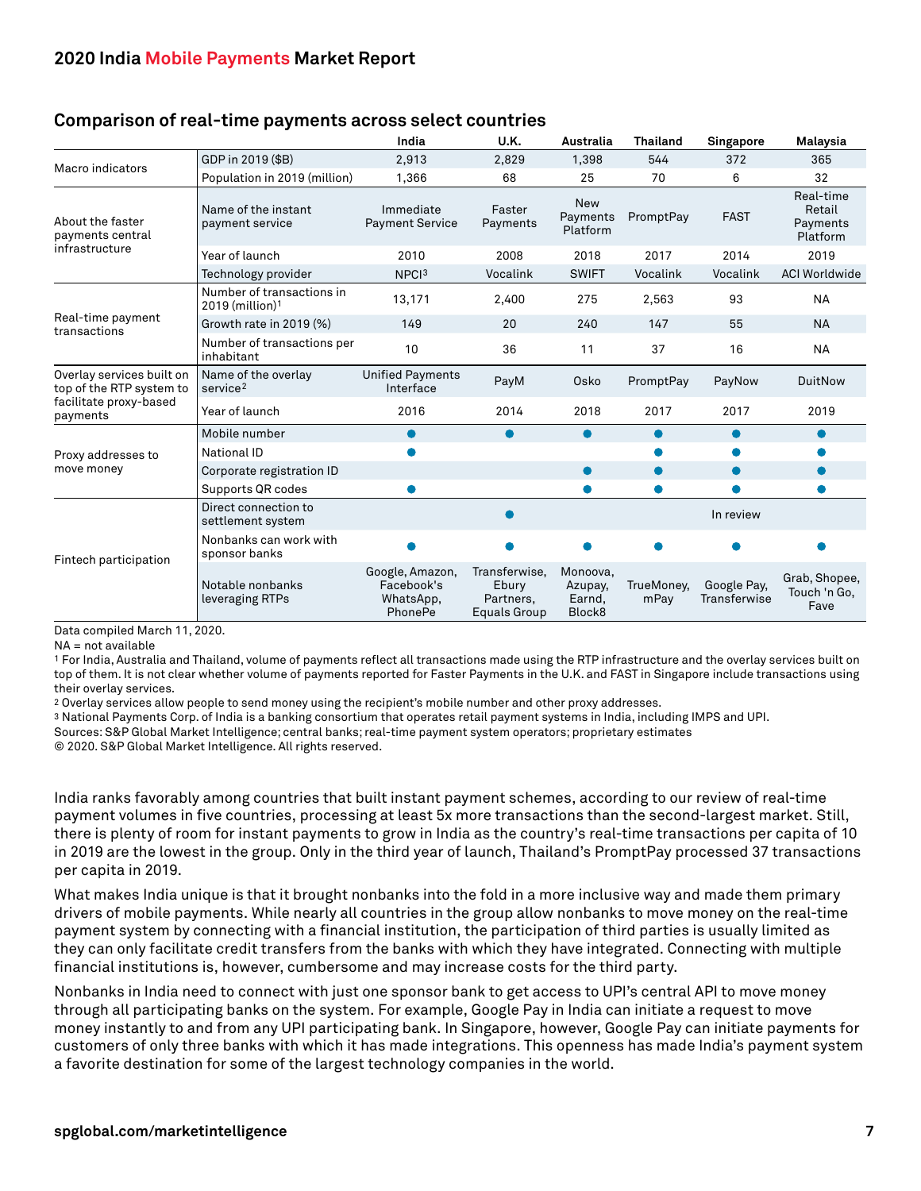## Comparison of real-time payments across select countries

| | | India | U.K. | Australia | Thailand | Singapore | Malaysia |
|---|---|---|---|---|---|---|---|
| Macro indicators | GDP in 2019 ($B) | 2,913 | 2,829 | 1,398 | 544 | 372 | 365 |
| | Population in 2019 (million) | 1,366 | 68 | 25 | 70 | 6 | 32 |
| About the faster payments central infrastructure | Name of the instant payment service | Immediate Payment Service | Faster Payments | New Payments Platform | PromptPay | FAST | Real-time Retail Payments Platform |
| | Year of launch | 2010 | 2008 | 2018 | 2017 | 2014 | 2019 |
| | Technology provider | NPCI[3] | Vocalink | SWIFT | Vocalink | Vocalink | ACI Worldwide |
| Real-time payment transactions | Number of transactions in 2019 (million)[1] | 13,171 | 2,400 | 275 | 2,563 | 93 | NA |
| | Growth rate in 2019 (%) | 149 | 20 | 240 | 147 | 55 | NA |
| | Number of transactions per inhabitant | 10 | 36 | 11 | 37 | 16 | NA |
| Overlay services built on top of the RTP system to facilitate proxy-based payments | Name of the overlay service[2] | Unified Payments Interface | PayM | Osko | PromptPay | PayNow | DuitNow |
| | Year of launch | 2016 | 2014 | 2018 | 2017 | 2017 | 2019 |
| Proxy addresses to move money | Mobile number | ● | ● | ● | ● | ● | ● |
| | National ID | ● | | | ● | ● | ● |
| | Corporate registration ID | | | ● | ● | ● | ● |
| | Supports QR codes | ● | | ● | ● | ● | ● |
| Fintech participation | Direct connection to settlement system | | ● | | | In review | |
| | Nonbanks can work with sponsor banks | ● | ● | ● | ● | ● | ● |
| | Notable nonbanks leveraging RTPs | Google, Amazon, Facebook's WhatsApp, PhonePe | Transferwise, Ebury Partners, Equals Group | Monoova, Azupay, Earnd, Block8 | TrueMoney, mPay | Google Pay, Transferwise | Grab, Shopee, Touch 'n Go, Fave |

Data compiled March 11, 2020.

NA = not available

[1] For India, Australia and Thailand, volume of payments reflect all transactions made using the RTP infrastructure and the overlay services built on top of them. It is not clear whether volume of payments reported for Faster Payments in the U.K. and FAST in Singapore include transactions using their overlay services.

[2] Overlay services allow people to send money using the recipient's mobile number and other proxy addresses.

[3] National Payments Corp. of India is a banking consortium that operates retail payment systems in India, including IMPS and UPI.

Sources: S&P Global Market Intelligence; central banks; real-time payment system operators; proprietary estimates

© 2020. S&P Global Market Intelligence. All rights reserved.

India ranks favorably among countries that built instant payment schemes, according to our review of real-time payment volumes in five countries, processing at least 5x more transactions than the second-largest market. Still, there is plenty of room for instant payments to grow in India as the country's real-time transactions per capita of 10 in 2019 are the lowest in the group. Only in the third year of launch, Thailand's PromptPay processed 37 transactions per capita in 2019.

What makes India unique is that it brought nonbanks into the fold in a more inclusive way and made them primary drivers of mobile payments. While nearly all countries in the group allow nonbanks to move money on the real-time payment system by connecting with a financial institution, the participation of third parties is usually limited as they can only facilitate credit transfers from the banks with which they have integrated. Connecting with multiple financial institutions is, however, cumbersome and may increase costs for the third party.

Nonbanks in India need to connect with just one sponsor bank to get access to UPI's central API to move money through all participating banks on the system. For example, Google Pay in India can initiate a request to move money instantly to and from any UPI participating bank. In Singapore, however, Google Pay can initiate payments for customers of only three banks with which it has made integrations. This openness has made India's payment system a favorite destination for some of the largest technology companies in the world.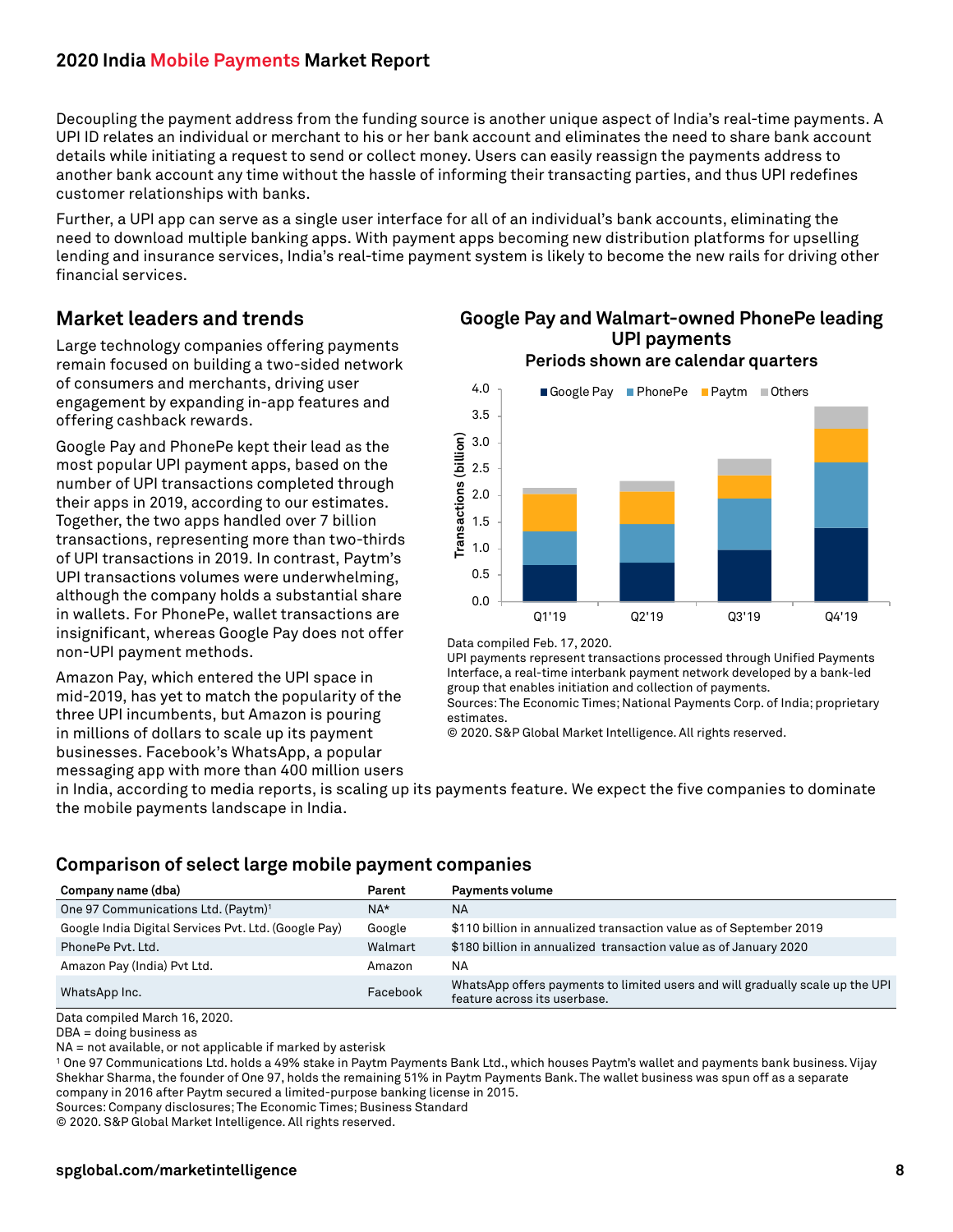# 2020 India Mobile Payments Market Report

Decoupling the payment address from the funding source is another unique aspect of India's real-time payments. A UPI ID relates an individual or merchant to his or her bank account and eliminates the need to share bank account details while initiating a request to send or collect money. Users can easily reassign the payments address to another bank account any time without the hassle of informing their transacting parties, and thus UPI redefines customer relationships with banks.

Further, a UPI app can serve as a single user interface for all of an individual's bank accounts, eliminating the need to download multiple banking apps. With payment apps becoming new distribution platforms for upselling lending and insurance services, India's real-time payment system is likely to become the new rails for driving other financial services.

## Market leaders and trends

Large technology companies offering payments remain focused on building a two-sided network of consumers and merchants, driving user engagement by expanding in-app features and offering cashback rewards.

Google Pay and PhonePe kept their lead as the most popular UPI payment apps, based on the number of UPI transactions completed through their apps in 2019, according to our estimates. Together, the two apps handled over 7 billion transactions, representing more than two-thirds of UPI transactions in 2019. In contrast, Paytm's UPI transactions volumes were underwhelming, although the company holds a substantial share in wallets. For PhonePe, wallet transactions are insignificant, whereas Google Pay does not offer non-UPI payment methods.

Amazon Pay, which entered the UPI space in mid-2019, has yet to match the popularity of the three UPI incumbents, but Amazon is pouring in millions of dollars to scale up its payment businesses. Facebook's WhatsApp, a popular messaging app with more than 400 million users in India, according to media reports, is scaling up its payments feature. We expect the five companies to dominate the mobile payments landscape in India.

### Google Pay and Walmart-owned PhonePe leading UPI payments

**Periods shown are calendar quarters**

Transactions (billion); Legend: Google Pay, PhonePe, Paytm, Others

| Quarter | Q1'19 | Q2'19 | Q3'19 | Q4'19 |
|---|---|---|---|---|

Data compiled Feb. 17, 2020.

UPI payments represent transactions processed through Unified Payments Interface, a real-time interbank payment network developed by a bank-led group that enables initiation and collection of payments.

Sources: The Economic Times; National Payments Corp. of India; proprietary estimates.

© 2020. S&P Global Market Intelligence. All rights reserved.

### Comparison of select large mobile payment companies

| Company name (dba) | Parent | Payments volume |
|---|---|---|
| One 97 Communications Ltd. (Paytm)[1] | NA* | NA |
| Google India Digital Services Pvt. Ltd. (Google Pay) | Google | $110 billion in annualized transaction value as of September 2019 |
| PhonePe Pvt. Ltd. | Walmart | $180 billion in annualized transaction value as of January 2020 |
| Amazon Pay (India) Pvt Ltd. | Amazon | NA |
| WhatsApp Inc. | Facebook | WhatsApp offers payments to limited users and will gradually scale up the UPI feature across its userbase. |

Data compiled March 16, 2020.

DBA = doing business as

NA = not available, or not applicable if marked by asterisk

[1] One 97 Communications Ltd. holds a 49% stake in Paytm Payments Bank Ltd., which houses Paytm's wallet and payments bank business. Vijay Shekhar Sharma, the founder of One 97, holds the remaining 51% in Paytm Payments Bank. The wallet business was spun off as a separate company in 2016 after Paytm secured a limited-purpose banking license in 2015.

Sources: Company disclosures; The Economic Times; Business Standard

© 2020. S&P Global Market Intelligence. All rights reserved.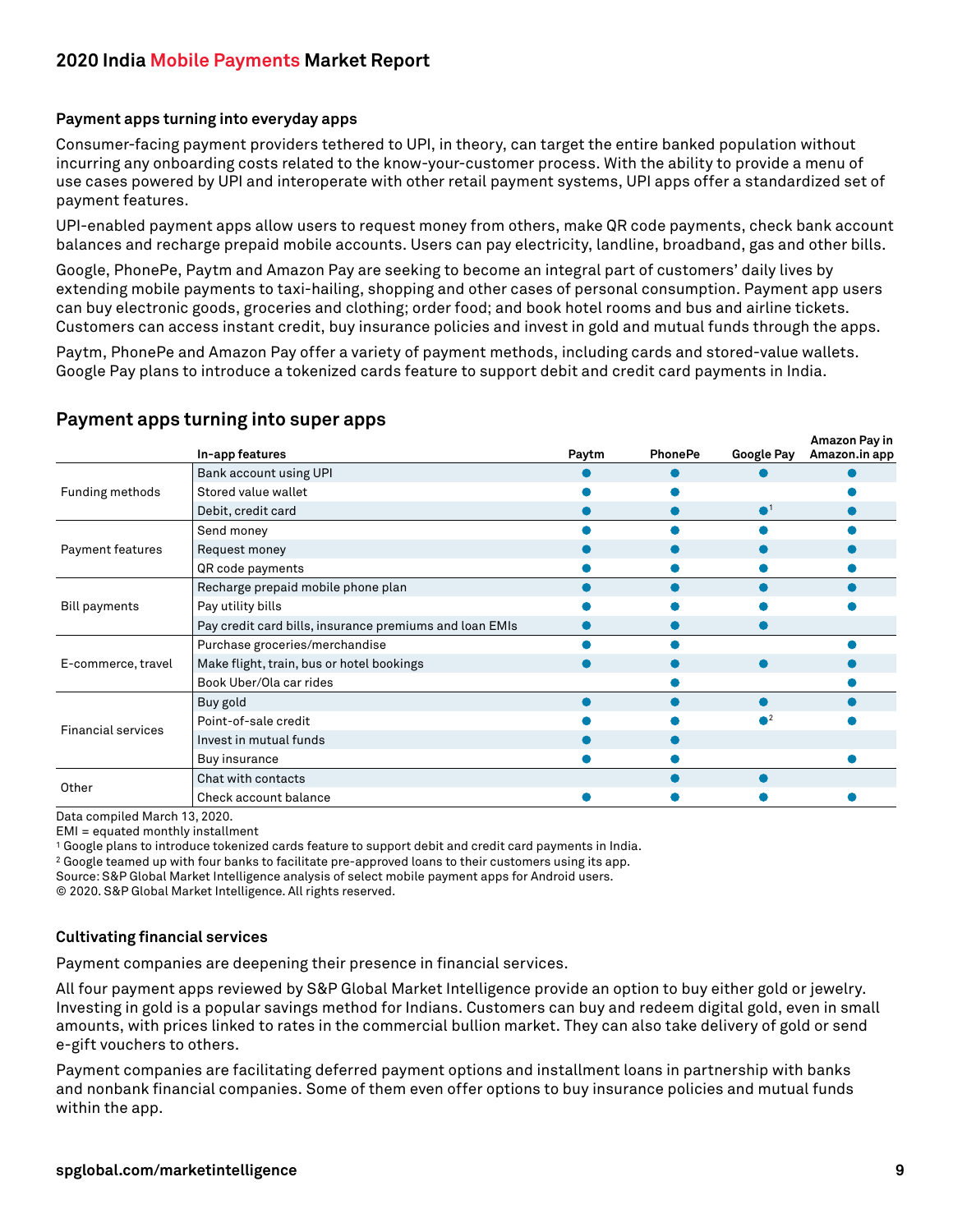### Payment apps turning into everyday apps

Consumer-facing payment providers tethered to UPI, in theory, can target the entire banked population without incurring any onboarding costs related to the know-your-customer process. With the ability to provide a menu of use cases powered by UPI and interoperate with other retail payment systems, UPI apps offer a standardized set of payment features.

UPI-enabled payment apps allow users to request money from others, make QR code payments, check bank account balances and recharge prepaid mobile accounts. Users can pay electricity, landline, broadband, gas and other bills.

Google, PhonePe, Paytm and Amazon Pay are seeking to become an integral part of customers' daily lives by extending mobile payments to taxi-hailing, shopping and other cases of personal consumption. Payment app users can buy electronic goods, groceries and clothing; order food; and book hotel rooms and bus and airline tickets. Customers can access instant credit, buy insurance policies and invest in gold and mutual funds through the apps.

Paytm, PhonePe and Amazon Pay offer a variety of payment methods, including cards and stored-value wallets. Google Pay plans to introduce a tokenized cards feature to support debit and credit card payments in India.

## Payment apps turning into super apps

| | In-app features | Paytm | PhonePe | Google Pay | Amazon Pay in Amazon.in app |
|---|---|---|---|---|---|
| Funding methods | Bank account using UPI | ● | ● | ● | ● |
| | Stored value wallet | ● | ● | | ● |
| | Debit, credit card | ● | ● | ● [1] | ● |
| Payment features | Send money | ● | ● | ● | ● |
| | Request money | ● | ● | ● | ● |
| | QR code payments | ● | ● | ● | ● |
| Bill payments | Recharge prepaid mobile phone plan | ● | ● | ● | ● |
| | Pay utility bills | ● | ● | ● | ● |
| | Pay credit card bills, insurance premiums and loan EMIs | ● | ● | ● | |
| E-commerce, travel | Purchase groceries/merchandise | ● | ● | | ● |
| | Make flight, train, bus or hotel bookings | ● | ● | ● | ● |
| | Book Uber/Ola car rides | | ● | | ● |
| Financial services | Buy gold | ● | ● | ● | ● |
| | Point-of-sale credit | ● | ● | ● [2] | ● |
| | Invest in mutual funds | ● | ● | | |
| | Buy insurance | ● | ● | | ● |
| Other | Chat with contacts | | ● | ● | |
| | Check account balance | ● | ● | ● | ● |

Data compiled March 13, 2020.
EMI = equated monthly installment
[1] Google plans to introduce tokenized cards feature to support debit and credit card payments in India.
[2] Google teamed up with four banks to facilitate pre-approved loans to their customers using its app.
Source: S&P Global Market Intelligence analysis of select mobile payment apps for Android users.
© 2020. S&P Global Market Intelligence. All rights reserved.

### Cultivating financial services

Payment companies are deepening their presence in financial services.

All four payment apps reviewed by S&P Global Market Intelligence provide an option to buy either gold or jewelry. Investing in gold is a popular savings method for Indians. Customers can buy and redeem digital gold, even in small amounts, with prices linked to rates in the commercial bullion market. They can also take delivery of gold or send e-gift vouchers to others.

Payment companies are facilitating deferred payment options and installment loans in partnership with banks and nonbank financial companies. Some of them even offer options to buy insurance policies and mutual funds within the app.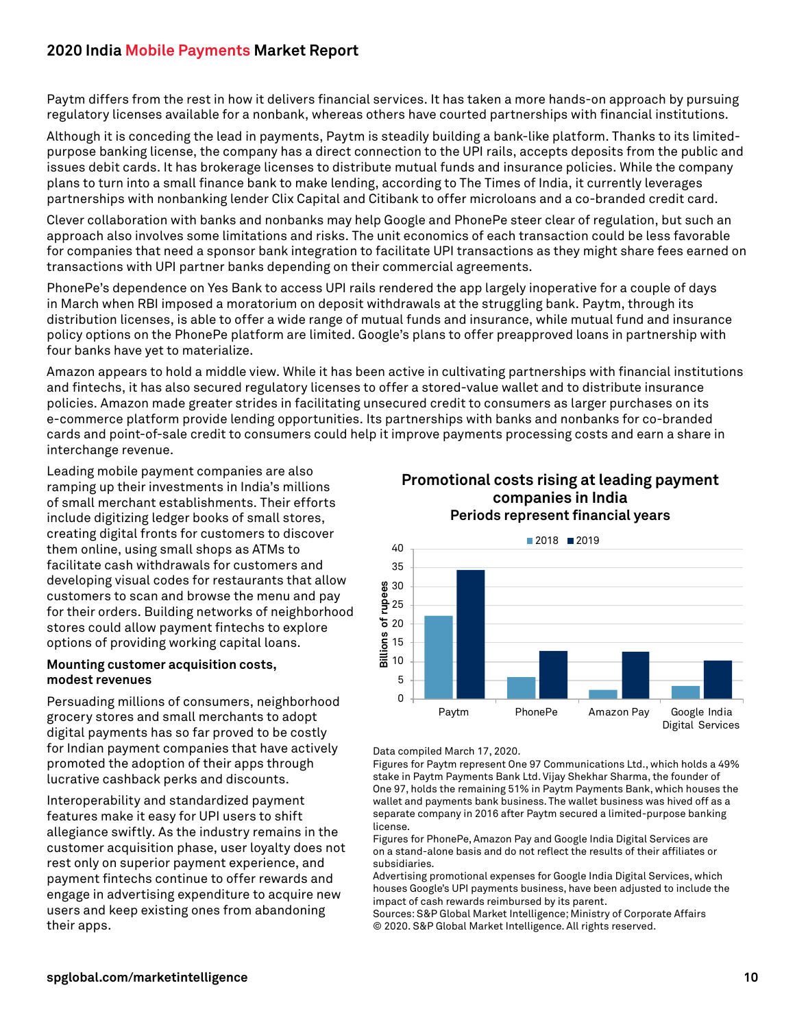Paytm differs from the rest in how it delivers financial services. It has taken a more hands-on approach by pursuing regulatory licenses available for a nonbank, whereas others have courted partnerships with financial institutions.

Although it is conceding the lead in payments, Paytm is steadily building a bank-like platform. Thanks to its limited-purpose banking license, the company has a direct connection to the UPI rails, accepts deposits from the public and issues debit cards. It has brokerage licenses to distribute mutual funds and insurance policies. While the company plans to turn into a small finance bank to make lending, according to The Times of India, it currently leverages partnerships with nonbanking lender Clix Capital and Citibank to offer microloans and a co-branded credit card.

Clever collaboration with banks and nonbanks may help Google and PhonePe steer clear of regulation, but such an approach also involves some limitations and risks. The unit economics of each transaction could be less favorable for companies that need a sponsor bank integration to facilitate UPI transactions as they might share fees earned on transactions with UPI partner banks depending on their commercial agreements.

PhonePe's dependence on Yes Bank to access UPI rails rendered the app largely inoperative for a couple of days in March when RBI imposed a moratorium on deposit withdrawals at the struggling bank. Paytm, through its distribution licenses, is able to offer a wide range of mutual funds and insurance, while mutual fund and insurance policy options on the PhonePe platform are limited. Google's plans to offer preapproved loans in partnership with four banks have yet to materialize.

Amazon appears to hold a middle view. While it has been active in cultivating partnerships with financial institutions and fintechs, it has also secured regulatory licenses to offer a stored-value wallet and to distribute insurance policies. Amazon made greater strides in facilitating unsecured credit to consumers as larger purchases on its e-commerce platform provide lending opportunities. Its partnerships with banks and nonbanks for co-branded cards and point-of-sale credit to consumers could help it improve payments processing costs and earn a share in interchange revenue.

Leading mobile payment companies are also ramping up their investments in India's millions of small merchant establishments. Their efforts include digitizing ledger books of small stores, creating digital fronts for customers to discover them online, using small shops as ATMs to facilitate cash withdrawals for customers and developing visual codes for restaurants that allow customers to scan and browse the menu and pay for their orders. Building networks of neighborhood stores could allow payment fintechs to explore options of providing working capital loans.

**Mounting customer acquisition costs, modest revenues**

Persuading millions of consumers, neighborhood grocery stores and small merchants to adopt digital payments has so far proved to be costly for Indian payment companies that have actively promoted the adoption of their apps through lucrative cashback perks and discounts.

Interoperability and standardized payment features make it easy for UPI users to shift allegiance swiftly. As the industry remains in the customer acquisition phase, user loyalty does not rest only on superior payment experience, and payment fintechs continue to offer rewards and engage in advertising expenditure to acquire new users and keep existing ones from abandoning their apps.

**Promotional costs rising at leading payment companies in India**
**Periods represent financial years**

Billions of rupees (approximate values read from chart)

| Company | 2018 | 2019 |
| --- | --- | --- |
| Paytm | ~22 | ~34 |
| PhonePe | ~6 | ~13 |
| Amazon Pay | ~2.5 | ~12.5 |
| Google India Digital Services | ~3.5 | ~10 |

Data compiled March 17, 2020.
Figures for Paytm represent One 97 Communications Ltd., which holds a 49% stake in Paytm Payments Bank Ltd. Vijay Shekhar Sharma, the founder of One 97, holds the remaining 51% in Paytm Payments Bank, which houses the wallet and payments bank business. The wallet business was hived off as a separate company in 2016 after Paytm secured a limited-purpose banking license.
Figures for PhonePe, Amazon Pay and Google India Digital Services are on a stand-alone basis and do not reflect the results of their affiliates or subsidiaries.
Advertising promotional expenses for Google India Digital Services, which houses Google's UPI payments business, have been adjusted to include the impact of cash rewards reimbursed by its parent.
Sources: S&P Global Market Intelligence; Ministry of Corporate Affairs
© 2020. S&P Global Market Intelligence. All rights reserved.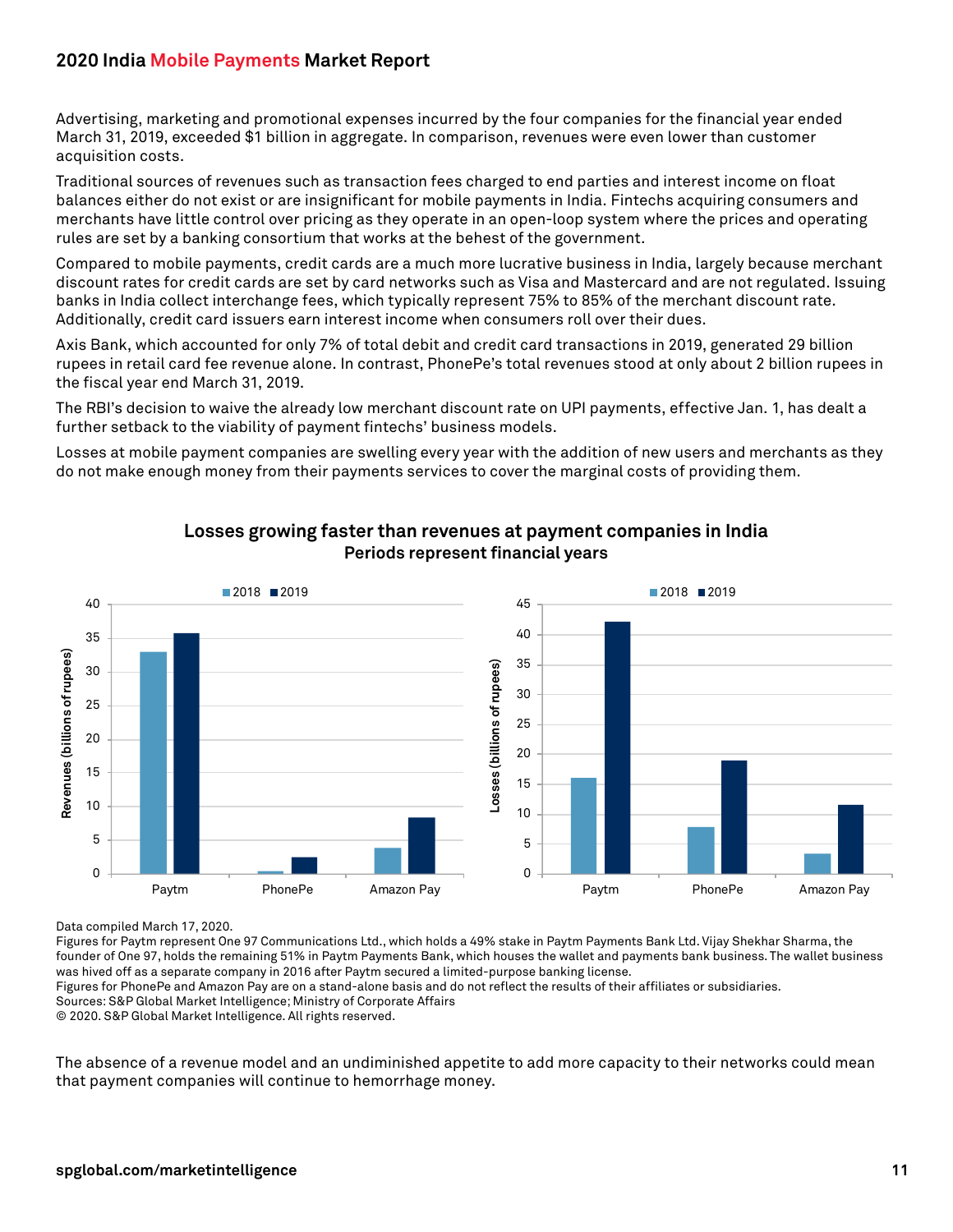Advertising, marketing and promotional expenses incurred by the four companies for the financial year ended March 31, 2019, exceeded $1 billion in aggregate. In comparison, revenues were even lower than customer acquisition costs.

Traditional sources of revenues such as transaction fees charged to end parties and interest income on float balances either do not exist or are insignificant for mobile payments in India. Fintechs acquiring consumers and merchants have little control over pricing as they operate in an open-loop system where the prices and operating rules are set by a banking consortium that works at the behest of the government.

Compared to mobile payments, credit cards are a much more lucrative business in India, largely because merchant discount rates for credit cards are set by card networks such as Visa and Mastercard and are not regulated. Issuing banks in India collect interchange fees, which typically represent 75% to 85% of the merchant discount rate. Additionally, credit card issuers earn interest income when consumers roll over their dues.

Axis Bank, which accounted for only 7% of total debit and credit card transactions in 2019, generated 29 billion rupees in retail card fee revenue alone. In contrast, PhonePe's total revenues stood at only about 2 billion rupees in the fiscal year end March 31, 2019.

The RBI's decision to waive the already low merchant discount rate on UPI payments, effective Jan. 1, has dealt a further setback to the viability of payment fintechs' business models.

Losses at mobile payment companies are swelling every year with the addition of new users and merchants as they do not make enough money from their payments services to cover the marginal costs of providing them.

**Losses growing faster than revenues at payment companies in India**
**Periods represent financial years**

Data compiled March 17, 2020.
Figures for Paytm represent One 97 Communications Ltd., which holds a 49% stake in Paytm Payments Bank Ltd. Vijay Shekhar Sharma, the founder of One 97, holds the remaining 51% in Paytm Payments Bank, which houses the wallet and payments bank business. The wallet business was hived off as a separate company in 2016 after Paytm secured a limited-purpose banking license.
Figures for PhonePe and Amazon Pay are on a stand-alone basis and do not reflect the results of their affiliates or subsidiaries.
Sources: S&P Global Market Intelligence; Ministry of Corporate Affairs
© 2020. S&P Global Market Intelligence. All rights reserved.

The absence of a revenue model and an undiminished appetite to add more capacity to their networks could mean that payment companies will continue to hemorrhage money.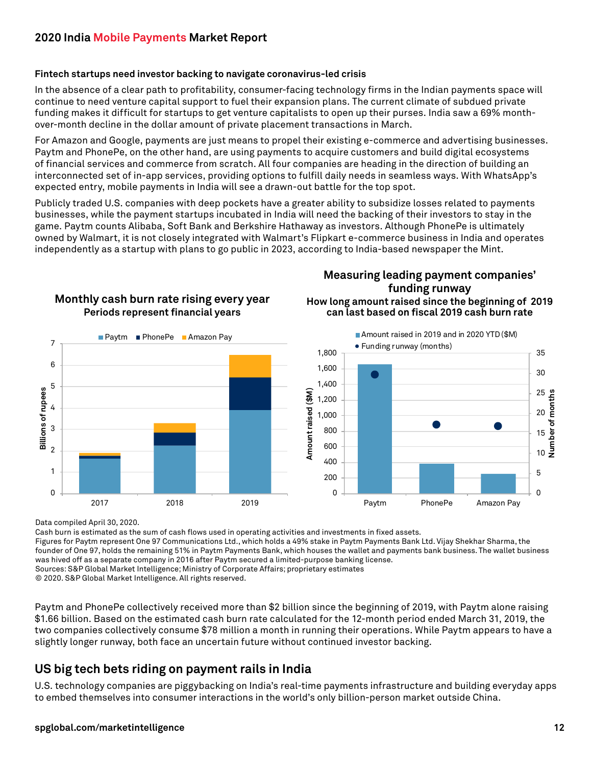## Fintech startups need investor backing to navigate coronavirus-led crisis

In the absence of a clear path to profitability, consumer-facing technology firms in the Indian payments space will continue to need venture capital support to fuel their expansion plans. The current climate of subdued private funding makes it difficult for startups to get venture capitalists to open up their purses. India saw a 69% month-over-month decline in the dollar amount of private placement transactions in March.

For Amazon and Google, payments are just means to propel their existing e-commerce and advertising businesses. Paytm and PhonePe, on the other hand, are using payments to acquire customers and build digital ecosystems of financial services and commerce from scratch. All four companies are heading in the direction of building an interconnected set of in-app services, providing options to fulfill daily needs in seamless ways. With WhatsApp's expected entry, mobile payments in India will see a drawn-out battle for the top spot.

Publicly traded U.S. companies with deep pockets have a greater ability to subsidize losses related to payments businesses, while the payment startups incubated in India will need the backing of their investors to stay in the game. Paytm counts Alibaba, Soft Bank and Berkshire Hathaway as investors. Although PhonePe is ultimately owned by Walmart, it is not closely integrated with Walmart's Flipkart e-commerce business in India and operates independently as a startup with plans to go public in 2023, according to India-based newspaper the Mint.

**Monthly cash burn rate rising every year**
**Periods represent financial years**

**Measuring leading payment companies' funding runway**
**How long amount raised since the beginning of 2019 can last based on fiscal 2019 cash burn rate**

Data compiled April 30, 2020.
Cash burn is estimated as the sum of cash flows used in operating activities and investments in fixed assets.
Figures for Paytm represent One 97 Communications Ltd., which holds a 49% stake in Paytm Payments Bank Ltd. Vijay Shekhar Sharma, the founder of One 97, holds the remaining 51% in Paytm Payments Bank, which houses the wallet and payments bank business. The wallet business was hived off as a separate company in 2016 after Paytm secured a limited-purpose banking license.
Sources: S&P Global Market Intelligence; Ministry of Corporate Affairs; proprietary estimates
© 2020. S&P Global Market Intelligence. All rights reserved.

Paytm and PhonePe collectively received more than $2 billion since the beginning of 2019, with Paytm alone raising $1.66 billion. Based on the estimated cash burn rate calculated for the 12-month period ended March 31, 2019, the two companies collectively consume $78 million a month in running their operations. While Paytm appears to have a slightly longer runway, both face an uncertain future without continued investor backing.

## US big tech bets riding on payment rails in India

U.S. technology companies are piggybacking on India's real-time payments infrastructure and building everyday apps to embed themselves into consumer interactions in the world's only billion-person market outside China.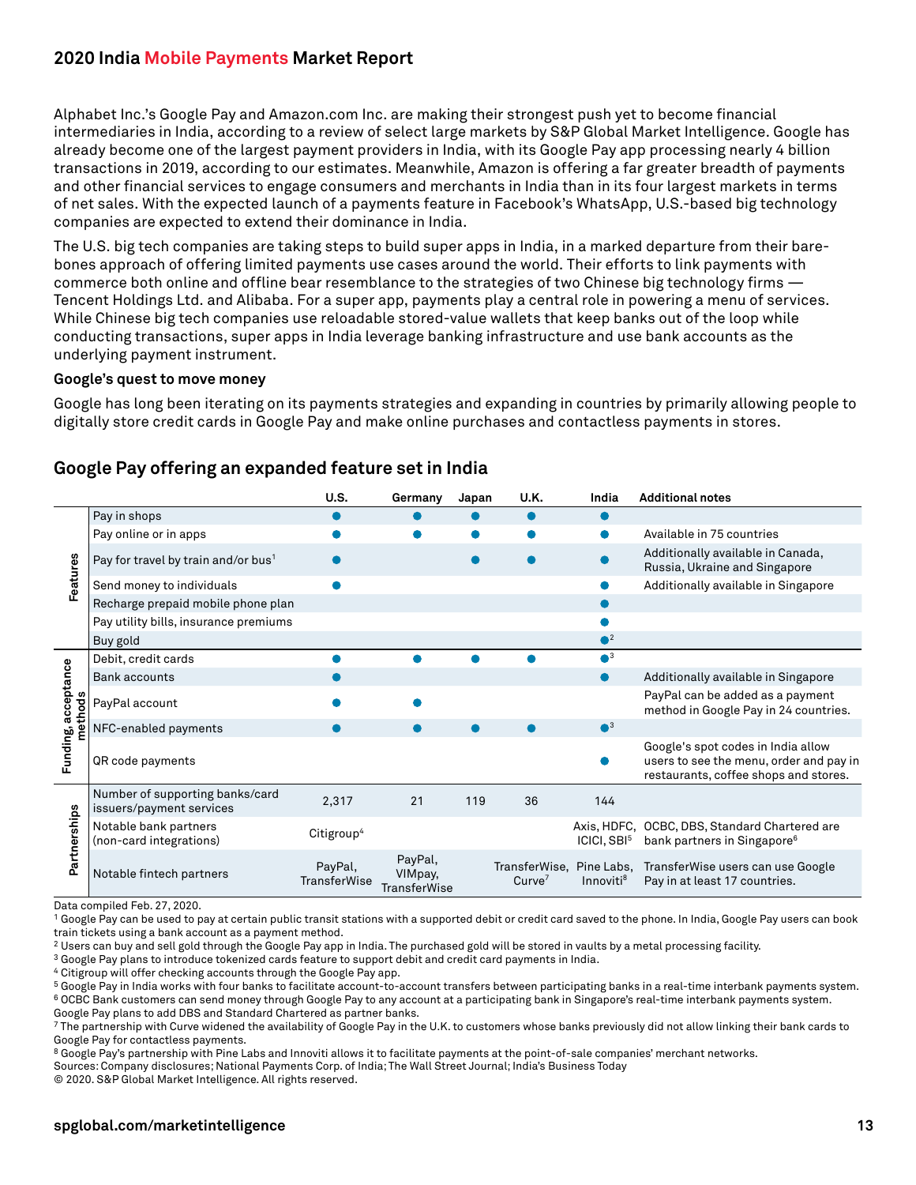Alphabet Inc.'s Google Pay and Amazon.com Inc. are making their strongest push yet to become financial intermediaries in India, according to a review of select large markets by S&P Global Market Intelligence. Google has already become one of the largest payment providers in India, with its Google Pay app processing nearly 4 billion transactions in 2019, according to our estimates. Meanwhile, Amazon is offering a far greater breadth of payments and other financial services to engage consumers and merchants in India than in its four largest markets in terms of net sales. With the expected launch of a payments feature in Facebook's WhatsApp, U.S.-based big technology companies are expected to extend their dominance in India.

The U.S. big tech companies are taking steps to build super apps in India, in a marked departure from their bare-bones approach of offering limited payments use cases around the world. Their efforts to link payments with commerce both online and offline bear resemblance to the strategies of two Chinese big technology firms — Tencent Holdings Ltd. and Alibaba. For a super app, payments play a central role in powering a menu of services. While Chinese big tech companies use reloadable stored-value wallets that keep banks out of the loop while conducting transactions, super apps in India leverage banking infrastructure and use bank accounts as the underlying payment instrument.

**Google's quest to move money**

Google has long been iterating on its payments strategies and expanding in countries by primarily allowing people to digitally store credit cards in Google Pay and make online purchases and contactless payments in stores.

## Google Pay offering an expanded feature set in India

| | | U.S. | Germany | Japan | U.K. | India | Additional notes |
|---|---|---|---|---|---|---|---|
| Features | Pay in shops | ● | ● | ● | ● | ● | |
| | Pay online or in apps | ● | ● | ● | ● | ● | Available in 75 countries |
| | Pay for travel by train and/or bus[1] | ● | | ● | ● | ● | Additionally available in Canada, Russia, Ukraine and Singapore |
| | Send money to individuals | ● | | | | ● | Additionally available in Singapore |
| | Recharge prepaid mobile phone plan | | | | | ● | |
| | Pay utility bills, insurance premiums | | | | | ● | |
| | Buy gold | | | | | ●[2] | |
| Funding, acceptance methods | Debit, credit cards | ● | ● | ● | ● | ●[3] | |
| | Bank accounts | ● | | | | ● | Additionally available in Singapore |
| | PayPal account | ● | ● | | | | PayPal can be added as a payment method in Google Pay in 24 countries. |
| | NFC-enabled payments | ● | ● | ● | ● | ●[3] | |
| | QR code payments | | | | | ● | Google's spot codes in India allow users to see the menu, order and pay in restaurants, coffee shops and stores. |
| Partnerships | Number of supporting banks/card issuers/payment services | 2,317 | 21 | 119 | 36 | 144 | |
| | Notable bank partners (non-card integrations) | Citigroup[4] | | | | Axis, HDFC, ICICI, SBI[5] | OCBC, DBS, Standard Chartered are bank partners in Singapore[6] |
| | Notable fintech partners | PayPal, TransferWise | PayPal, VIMpay, TransferWise | | TransferWise, Curve[7] | Pine Labs, Innoviti[8] | TransferWise users can use Google Pay in at least 17 countries. |

Data compiled Feb. 27, 2020.

[1] Google Pay can be used to pay at certain public transit stations with a supported debit or credit card saved to the phone. In India, Google Pay users can book train tickets using a bank account as a payment method.

[2] Users can buy and sell gold through the Google Pay app in India. The purchased gold will be stored in vaults by a metal processing facility.

[3] Google Pay plans to introduce tokenized cards feature to support debit and credit card payments in India.

[4] Citigroup will offer checking accounts through the Google Pay app.

[5] Google Pay in India works with four banks to facilitate account-to-account transfers between participating banks in a real-time interbank payments system.

[6] OCBC Bank customers can send money through Google Pay to any account at a participating bank in Singapore's real-time interbank payments system. Google Pay plans to add DBS and Standard Chartered as partner banks.

[7] The partnership with Curve widened the availability of Google Pay in the U.K. to customers whose banks previously did not allow linking their bank cards to Google Pay for contactless payments.

[8] Google Pay's partnership with Pine Labs and Innoviti allows it to facilitate payments at the point-of-sale companies' merchant networks.

Sources: Company disclosures; National Payments Corp. of India; The Wall Street Journal; India's Business Today

© 2020. S&P Global Market Intelligence. All rights reserved.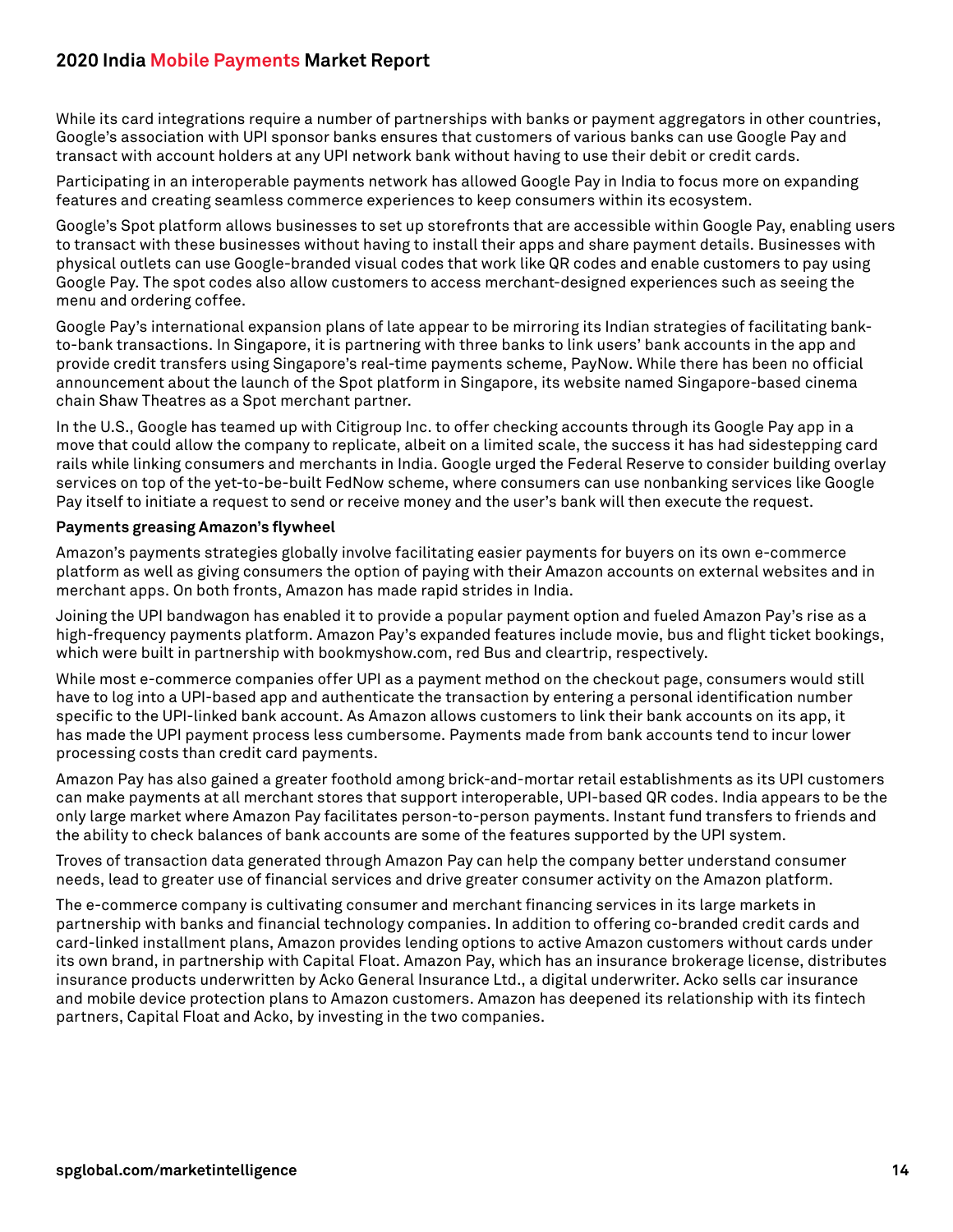While its card integrations require a number of partnerships with banks or payment aggregators in other countries, Google's association with UPI sponsor banks ensures that customers of various banks can use Google Pay and transact with account holders at any UPI network bank without having to use their debit or credit cards.

Participating in an interoperable payments network has allowed Google Pay in India to focus more on expanding features and creating seamless commerce experiences to keep consumers within its ecosystem.

Google's Spot platform allows businesses to set up storefronts that are accessible within Google Pay, enabling users to transact with these businesses without having to install their apps and share payment details. Businesses with physical outlets can use Google-branded visual codes that work like QR codes and enable customers to pay using Google Pay. The spot codes also allow customers to access merchant-designed experiences such as seeing the menu and ordering coffee.

Google Pay's international expansion plans of late appear to be mirroring its Indian strategies of facilitating bank-to-bank transactions. In Singapore, it is partnering with three banks to link users' bank accounts in the app and provide credit transfers using Singapore's real-time payments scheme, PayNow. While there has been no official announcement about the launch of the Spot platform in Singapore, its website named Singapore-based cinema chain Shaw Theatres as a Spot merchant partner.

In the U.S., Google has teamed up with Citigroup Inc. to offer checking accounts through its Google Pay app in a move that could allow the company to replicate, albeit on a limited scale, the success it has had sidestepping card rails while linking consumers and merchants in India. Google urged the Federal Reserve to consider building overlay services on top of the yet-to-be-built FedNow scheme, where consumers can use nonbanking services like Google Pay itself to initiate a request to send or receive money and the user's bank will then execute the request.

**Payments greasing Amazon's flywheel**

Amazon's payments strategies globally involve facilitating easier payments for buyers on its own e-commerce platform as well as giving consumers the option of paying with their Amazon accounts on external websites and in merchant apps. On both fronts, Amazon has made rapid strides in India.

Joining the UPI bandwagon has enabled it to provide a popular payment option and fueled Amazon Pay's rise as a high-frequency payments platform. Amazon Pay's expanded features include movie, bus and flight ticket bookings, which were built in partnership with bookmyshow.com, red Bus and cleartrip, respectively.

While most e-commerce companies offer UPI as a payment method on the checkout page, consumers would still have to log into a UPI-based app and authenticate the transaction by entering a personal identification number specific to the UPI-linked bank account. As Amazon allows customers to link their bank accounts on its app, it has made the UPI payment process less cumbersome. Payments made from bank accounts tend to incur lower processing costs than credit card payments.

Amazon Pay has also gained a greater foothold among brick-and-mortar retail establishments as its UPI customers can make payments at all merchant stores that support interoperable, UPI-based QR codes. India appears to be the only large market where Amazon Pay facilitates person-to-person payments. Instant fund transfers to friends and the ability to check balances of bank accounts are some of the features supported by the UPI system.

Troves of transaction data generated through Amazon Pay can help the company better understand consumer needs, lead to greater use of financial services and drive greater consumer activity on the Amazon platform.

The e-commerce company is cultivating consumer and merchant financing services in its large markets in partnership with banks and financial technology companies. In addition to offering co-branded credit cards and card-linked installment plans, Amazon provides lending options to active Amazon customers without cards under its own brand, in partnership with Capital Float. Amazon Pay, which has an insurance brokerage license, distributes insurance products underwritten by Acko General Insurance Ltd., a digital underwriter. Acko sells car insurance and mobile device protection plans to Amazon customers. Amazon has deepened its relationship with its fintech partners, Capital Float and Acko, by investing in the two companies.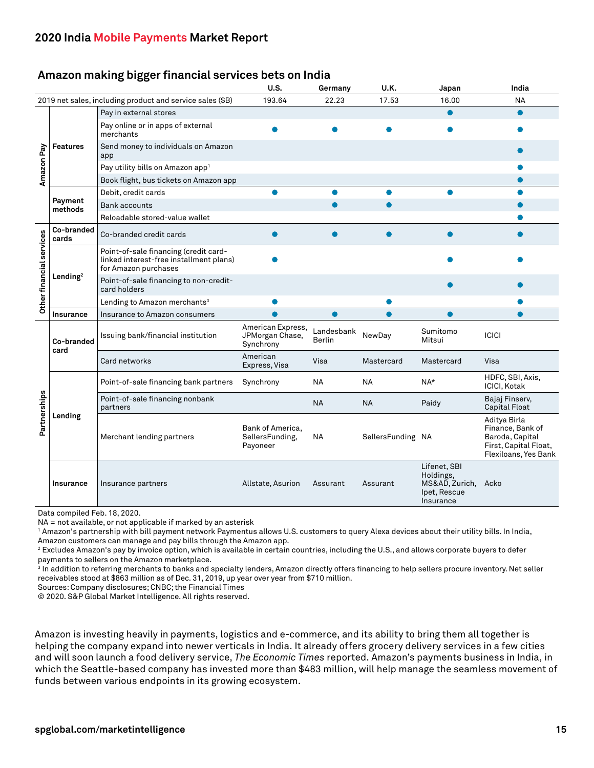## 2020 India Mobile Payments Market Report

### Amazon making bigger financial services bets on India

| | | | U.S. | Germany | U.K. | Japan | India |
|---|---|---|---|---|---|---|---|
| 2019 net sales, including product and service sales ($B) | | | 193.64 | 22.23 | 17.53 | 16.00 | NA |
| Amazon Pay | Features | Pay in external stores | | | | ● | ● |
| | | Pay online or in apps of external merchants | ● | ● | ● | ● | ● |
| | | Send money to individuals on Amazon app | | | | | ● |
| | | Pay utility bills on Amazon app[1] | | | | | ● |
| | | Book flight, bus tickets on Amazon app | | | | | ● |
| | Payment methods | Debit, credit cards | ● | ● | ● | ● | ● |
| | | Bank accounts | | ● | ● | | ● |
| | | Reloadable stored-value wallet | | | | | ● |
| Other financial services | Co-branded cards | Co-branded credit cards | ● | ● | ● | ● | ● |
| | Lending[2] | Point-of-sale financing (credit card-linked interest-free installment plans) for Amazon purchases | ● | | | ● | ● |
| | | Point-of-sale financing to non-credit-card holders | | | | ● | ● |
| | | Lending to Amazon merchants[3] | ● | | ● | | ● |
| | Insurance | Insurance to Amazon consumers | ● | ● | ● | ● | ● |
| Partnerships | Co-branded card | Issuing bank/financial institution | American Express, JPMorgan Chase, Synchrony | Landesbank Berlin | NewDay | Sumitomo Mitsui | ICICI |
| | | Card networks | American Express, Visa | Visa | Mastercard | Mastercard | Visa |
| | Lending | Point-of-sale financing bank partners | Synchrony | NA | NA | NA* | HDFC, SBI, Axis, ICICI, Kotak |
| | | Point-of-sale financing nonbank partners | | NA | NA | Paidy | Bajaj Finserv, Capital Float |
| | | Merchant lending partners | Bank of America, SellersFunding, Payoneer | NA | SellersFunding | NA | Aditya Birla Finance, Bank of Baroda, Capital First, Capital Float, Flexiloans, Yes Bank |
| | Insurance | Insurance partners | Allstate, Asurion | Assurant | Assurant | Lifenet, SBI Holdings, MS&AD, Zurich, Ipet, Rescue Insurance | Acko |

Data compiled Feb. 18, 2020.
NA = not available, or not applicable if marked by an asterisk
[1] Amazon's partnership with bill payment network Paymentus allows U.S. customers to query Alexa devices about their utility bills. In India, Amazon customers can manage and pay bills through the Amazon app.
[2] Excludes Amazon's pay by invoice option, which is available in certain countries, including the U.S., and allows corporate buyers to defer payments to sellers on the Amazon marketplace.
[3] In addition to referring merchants to banks and specialty lenders, Amazon directly offers financing to help sellers procure inventory. Net seller receivables stood at $863 million as of Dec. 31, 2019, up year over year from $710 million.
Sources: Company disclosures; CNBC; the Financial Times
© 2020. S&P Global Market Intelligence. All rights reserved.

Amazon is investing heavily in payments, logistics and e-commerce, and its ability to bring them all together is helping the company expand into newer verticals in India. It already offers grocery delivery services in a few cities and will soon launch a food delivery service, *The Economic Times* reported. Amazon's payments business in India, in which the Seattle-based company has invested more than $483 million, will help manage the seamless movement of funds between various endpoints in its growing ecosystem.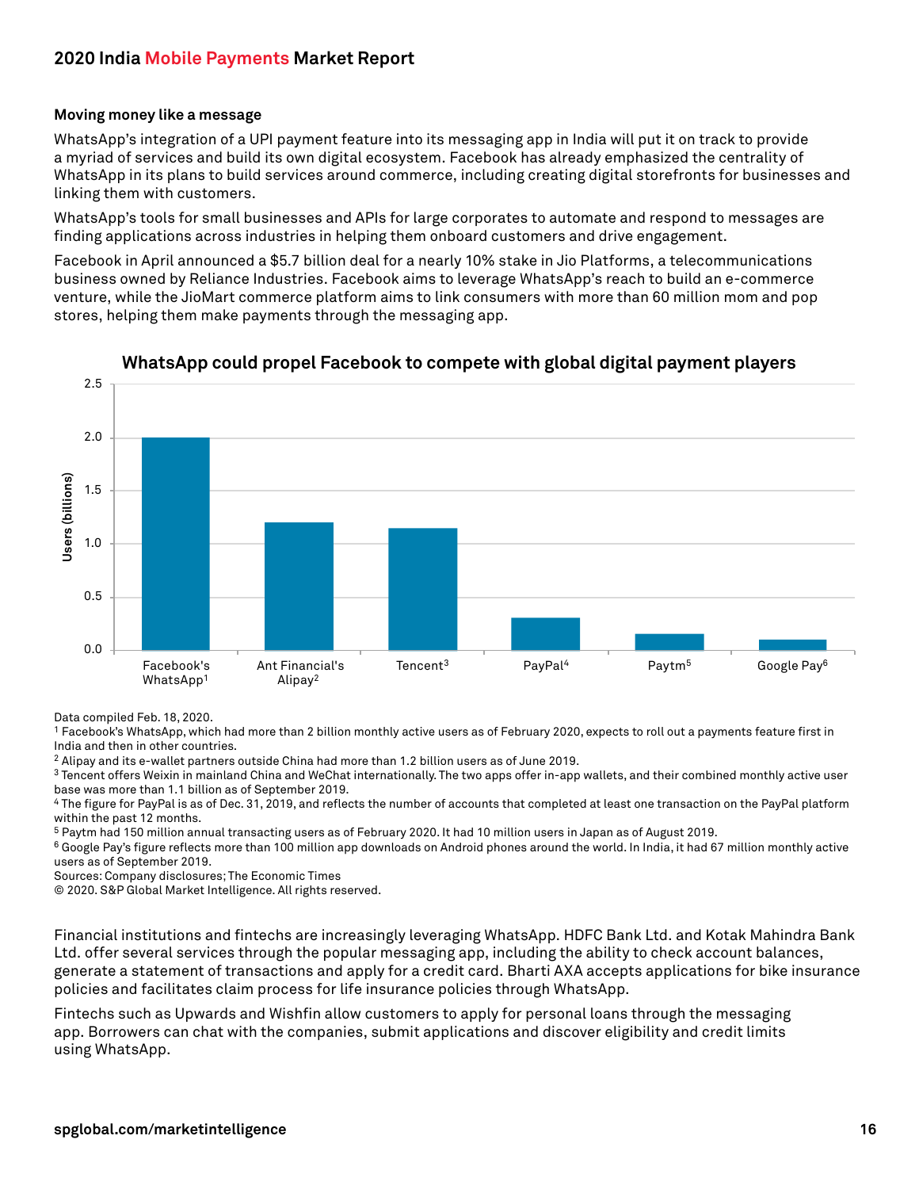### Moving money like a message

WhatsApp's integration of a UPI payment feature into its messaging app in India will put it on track to provide a myriad of services and build its own digital ecosystem. Facebook has already emphasized the centrality of WhatsApp in its plans to build services around commerce, including creating digital storefronts for businesses and linking them with customers.

WhatsApp's tools for small businesses and APIs for large corporates to automate and respond to messages are finding applications across industries in helping them onboard customers and drive engagement.

Facebook in April announced a $5.7 billion deal for a nearly 10% stake in Jio Platforms, a telecommunications business owned by Reliance Industries. Facebook aims to leverage WhatsApp's reach to build an e-commerce venture, while the JioMart commerce platform aims to link consumers with more than 60 million mom and pop stores, helping them make payments through the messaging app.

**WhatsApp could propel Facebook to compete with global digital payment players**

| | Users (billions) |
|---|---|
| Facebook's WhatsApp[1] | 2.0 |
| Ant Financial's Alipay[2] | 1.2 |
| Tencent[3] | 1.1 |
| PayPal[4] | 0.3 |
| Paytm[5] | 0.15 |
| Google Pay[6] | 0.1 |

Data compiled Feb. 18, 2020.

[1] Facebook's WhatsApp, which had more than 2 billion monthly active users as of February 2020, expects to roll out a payments feature first in India and then in other countries.

[2] Alipay and its e-wallet partners outside China had more than 1.2 billion users as of June 2019.

[3] Tencent offers Weixin in mainland China and WeChat internationally. The two apps offer in-app wallets, and their combined monthly active user base was more than 1.1 billion as of September 2019.

[4] The figure for PayPal is as of Dec. 31, 2019, and reflects the number of accounts that completed at least one transaction on the PayPal platform within the past 12 months.

[5] Paytm had 150 million annual transacting users as of February 2020. It had 10 million users in Japan as of August 2019.

[6] Google Pay's figure reflects more than 100 million app downloads on Android phones around the world. In India, it had 67 million monthly active users as of September 2019.

Sources: Company disclosures; The Economic Times

© 2020. S&P Global Market Intelligence. All rights reserved.

Financial institutions and fintechs are increasingly leveraging WhatsApp. HDFC Bank Ltd. and Kotak Mahindra Bank Ltd. offer several services through the popular messaging app, including the ability to check account balances, generate a statement of transactions and apply for a credit card. Bharti AXA accepts applications for bike insurance policies and facilitates claim process for life insurance policies through WhatsApp.

Fintechs such as Upwards and Wishfin allow customers to apply for personal loans through the messaging app. Borrowers can chat with the companies, submit applications and discover eligibility and credit limits using WhatsApp.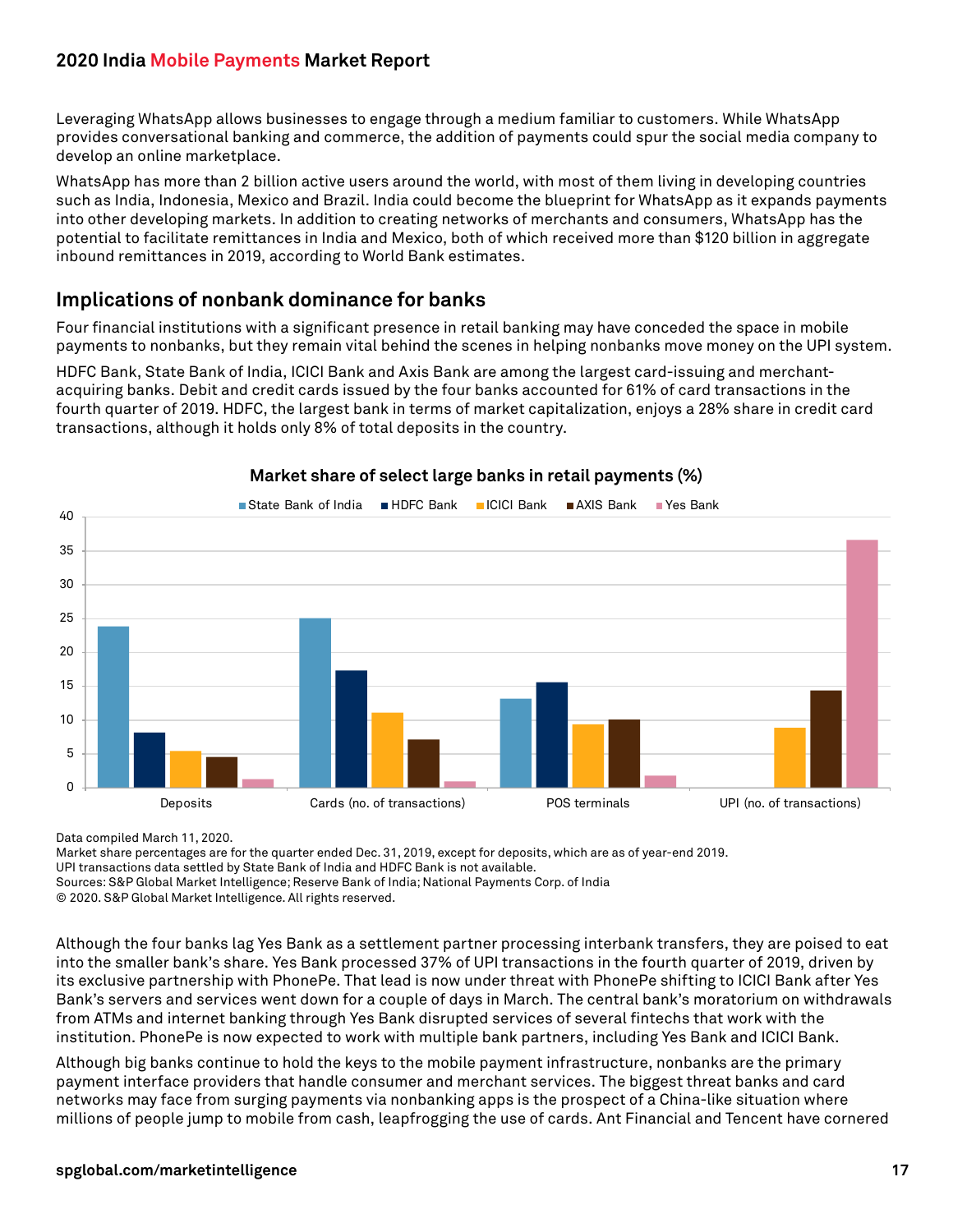Leveraging WhatsApp allows businesses to engage through a medium familiar to customers. While WhatsApp provides conversational banking and commerce, the addition of payments could spur the social media company to develop an online marketplace.

WhatsApp has more than 2 billion active users around the world, with most of them living in developing countries such as India, Indonesia, Mexico and Brazil. India could become the blueprint for WhatsApp as it expands payments into other developing markets. In addition to creating networks of merchants and consumers, WhatsApp has the potential to facilitate remittances in India and Mexico, both of which received more than $120 billion in aggregate inbound remittances in 2019, according to World Bank estimates.

## Implications of nonbank dominance for banks

Four financial institutions with a significant presence in retail banking may have conceded the space in mobile payments to nonbanks, but they remain vital behind the scenes in helping nonbanks move money on the UPI system.

HDFC Bank, State Bank of India, ICICI Bank and Axis Bank are among the largest card-issuing and merchant-acquiring banks. Debit and credit cards issued by the four banks accounted for 61% of card transactions in the fourth quarter of 2019. HDFC, the largest bank in terms of market capitalization, enjoys a 28% share in credit card transactions, although it holds only 8% of total deposits in the country.

**Market share of select large banks in retail payments (%)**

Legend: State Bank of India, HDFC Bank, ICICI Bank, AXIS Bank, Yes Bank

Categories: Deposits, Cards (no. of transactions), POS terminals, UPI (no. of transactions)

Data compiled March 11, 2020.
Market share percentages are for the quarter ended Dec. 31, 2019, except for deposits, which are as of year-end 2019.
UPI transactions data settled by State Bank of India and HDFC Bank is not available.
Sources: S&P Global Market Intelligence; Reserve Bank of India; National Payments Corp. of India
© 2020. S&P Global Market Intelligence. All rights reserved.

Although the four banks lag Yes Bank as a settlement partner processing interbank transfers, they are poised to eat into the smaller bank's share. Yes Bank processed 37% of UPI transactions in the fourth quarter of 2019, driven by its exclusive partnership with PhonePe. That lead is now under threat with PhonePe shifting to ICICI Bank after Yes Bank's servers and services went down for a couple of days in March. The central bank's moratorium on withdrawals from ATMs and internet banking through Yes Bank disrupted services of several fintechs that work with the institution. PhonePe is now expected to work with multiple bank partners, including Yes Bank and ICICI Bank.

Although big banks continue to hold the keys to the mobile payment infrastructure, nonbanks are the primary payment interface providers that handle consumer and merchant services. The biggest threat banks and card networks may face from surging payments via nonbanking apps is the prospect of a China-like situation where millions of people jump to mobile from cash, leapfrogging the use of cards. Ant Financial and Tencent have cornered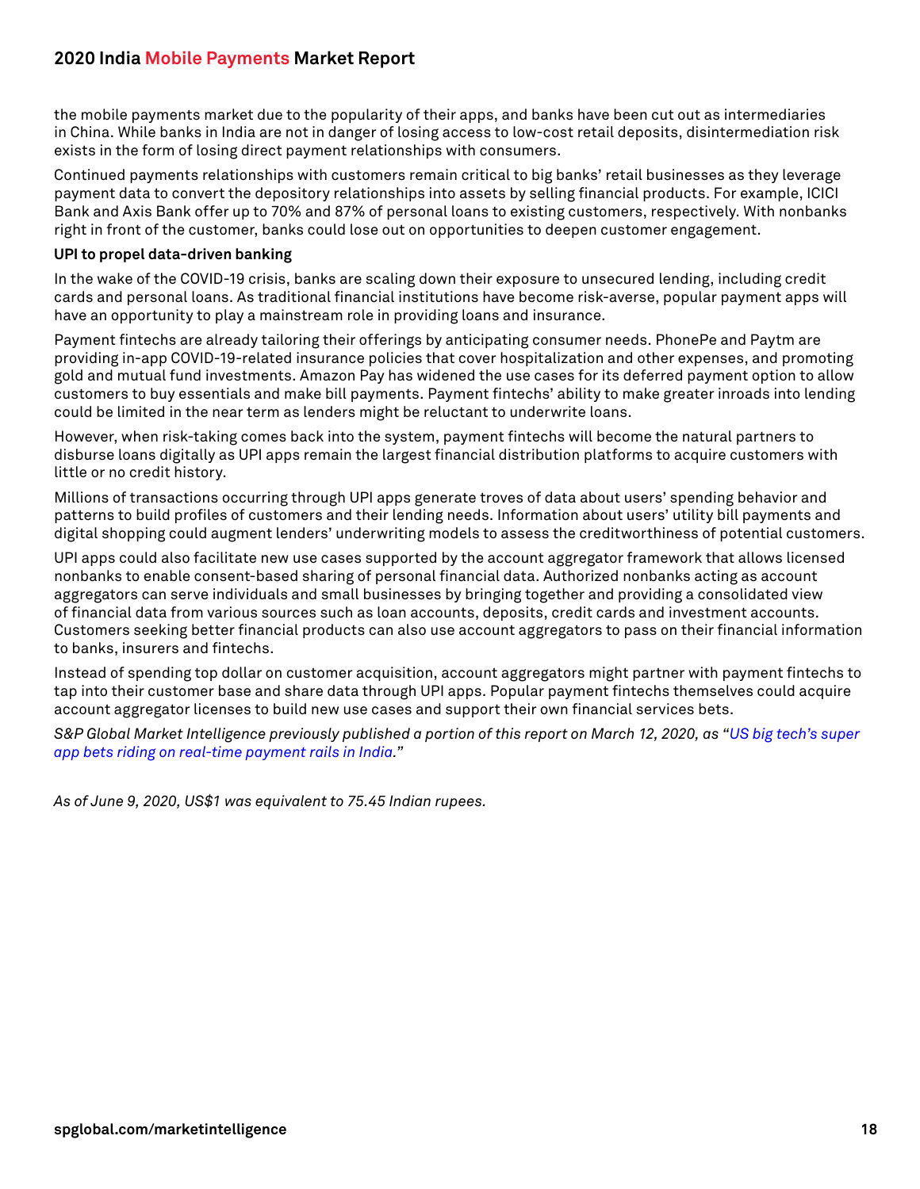the mobile payments market due to the popularity of their apps, and banks have been cut out as intermediaries in China. While banks in India are not in danger of losing access to low-cost retail deposits, disintermediation risk exists in the form of losing direct payment relationships with consumers.

Continued payments relationships with customers remain critical to big banks' retail businesses as they leverage payment data to convert the depository relationships into assets by selling financial products. For example, ICICI Bank and Axis Bank offer up to 70% and 87% of personal loans to existing customers, respectively. With nonbanks right in front of the customer, banks could lose out on opportunities to deepen customer engagement.

**UPI to propel data-driven banking**

In the wake of the COVID-19 crisis, banks are scaling down their exposure to unsecured lending, including credit cards and personal loans. As traditional financial institutions have become risk-averse, popular payment apps will have an opportunity to play a mainstream role in providing loans and insurance.

Payment fintechs are already tailoring their offerings by anticipating consumer needs. PhonePe and Paytm are providing in-app COVID-19-related insurance policies that cover hospitalization and other expenses, and promoting gold and mutual fund investments. Amazon Pay has widened the use cases for its deferred payment option to allow customers to buy essentials and make bill payments. Payment fintechs' ability to make greater inroads into lending could be limited in the near term as lenders might be reluctant to underwrite loans.

However, when risk-taking comes back into the system, payment fintechs will become the natural partners to disburse loans digitally as UPI apps remain the largest financial distribution platforms to acquire customers with little or no credit history.

Millions of transactions occurring through UPI apps generate troves of data about users' spending behavior and patterns to build profiles of customers and their lending needs. Information about users' utility bill payments and digital shopping could augment lenders' underwriting models to assess the creditworthiness of potential customers.

UPI apps could also facilitate new use cases supported by the account aggregator framework that allows licensed nonbanks to enable consent-based sharing of personal financial data. Authorized nonbanks acting as account aggregators can serve individuals and small businesses by bringing together and providing a consolidated view of financial data from various sources such as loan accounts, deposits, credit cards and investment accounts. Customers seeking better financial products can also use account aggregators to pass on their financial information to banks, insurers and fintechs.

Instead of spending top dollar on customer acquisition, account aggregators might partner with payment fintechs to tap into their customer base and share data through UPI apps. Popular payment fintechs themselves could acquire account aggregator licenses to build new use cases and support their own financial services bets.

*S&P Global Market Intelligence previously published a portion of this report on March 12, 2020, as "US big tech's super app bets riding on real-time payment rails in India."*

*As of June 9, 2020, US$1 was equivalent to 75.45 Indian rupees.*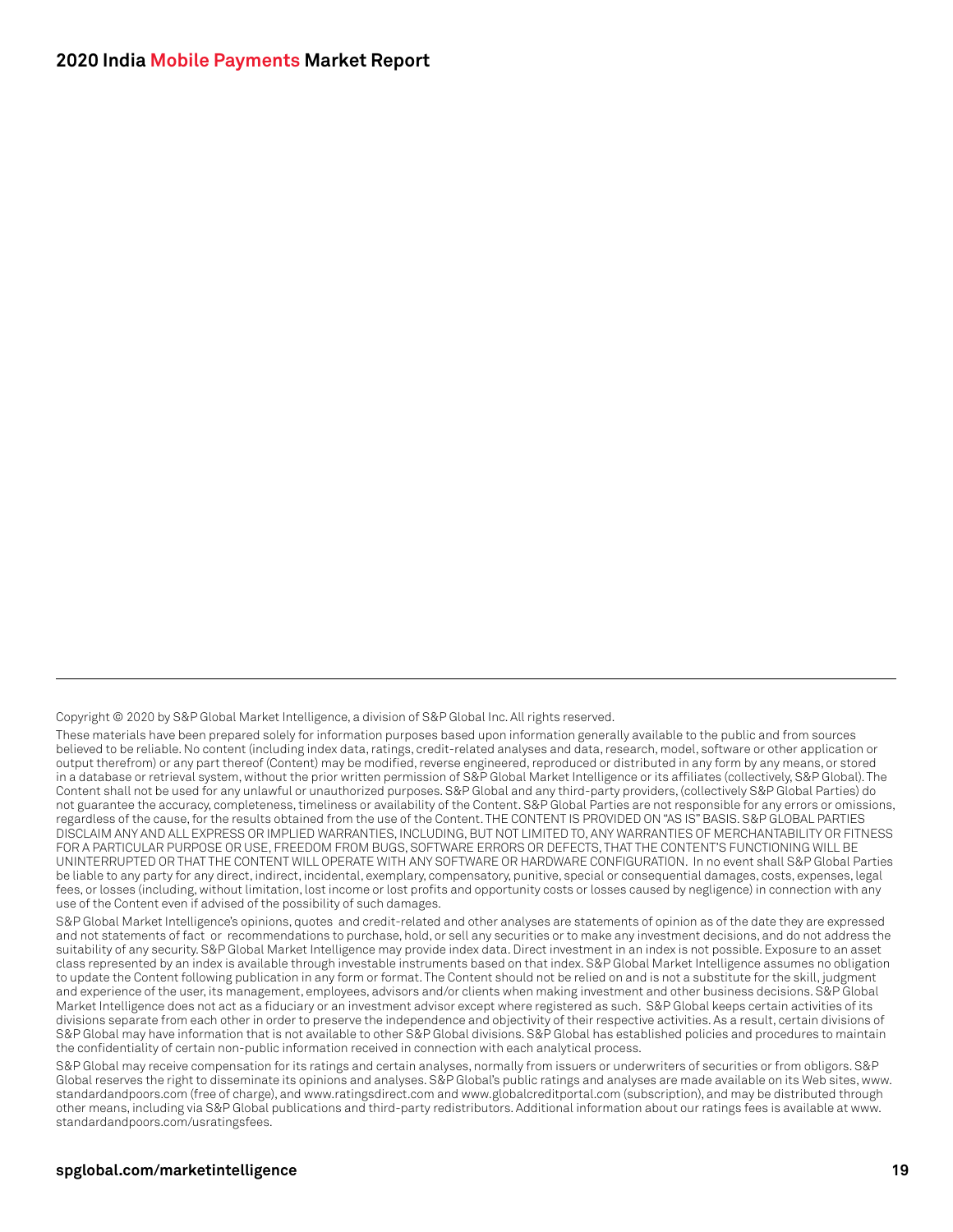Copyright © 2020 by S&P Global Market Intelligence, a division of S&P Global Inc. All rights reserved.

These materials have been prepared solely for information purposes based upon information generally available to the public and from sources believed to be reliable. No content (including index data, ratings, credit-related analyses and data, research, model, software or other application or output therefrom) or any part thereof (Content) may be modified, reverse engineered, reproduced or distributed in any form by any means, or stored in a database or retrieval system, without the prior written permission of S&P Global Market Intelligence or its affiliates (collectively, S&P Global). The Content shall not be used for any unlawful or unauthorized purposes. S&P Global and any third-party providers, (collectively S&P Global Parties) do not guarantee the accuracy, completeness, timeliness or availability of the Content. S&P Global Parties are not responsible for any errors or omissions, regardless of the cause, for the results obtained from the use of the Content. THE CONTENT IS PROVIDED ON "AS IS" BASIS. S&P GLOBAL PARTIES DISCLAIM ANY AND ALL EXPRESS OR IMPLIED WARRANTIES, INCLUDING, BUT NOT LIMITED TO, ANY WARRANTIES OF MERCHANTABILITY OR FITNESS FOR A PARTICULAR PURPOSE OR USE, FREEDOM FROM BUGS, SOFTWARE ERRORS OR DEFECTS, THAT THE CONTENT'S FUNCTIONING WILL BE UNINTERRUPTED OR THAT THE CONTENT WILL OPERATE WITH ANY SOFTWARE OR HARDWARE CONFIGURATION. In no event shall S&P Global Parties be liable to any party for any direct, indirect, incidental, exemplary, compensatory, punitive, special or consequential damages, costs, expenses, legal fees, or losses (including, without limitation, lost income or lost profits and opportunity costs or losses caused by negligence) in connection with any use of the Content even if advised of the possibility of such damages.

S&P Global Market Intelligence's opinions, quotes and credit-related and other analyses are statements of opinion as of the date they are expressed and not statements of fact or recommendations to purchase, hold, or sell any securities or to make any investment decisions, and do not address the suitability of any security. S&P Global Market Intelligence may provide index data. Direct investment in an index is not possible. Exposure to an asset class represented by an index is available through investable instruments based on that index. S&P Global Market Intelligence assumes no obligation to update the Content following publication in any form or format. The Content should not be relied on and is not a substitute for the skill, judgment and experience of the user, its management, employees, advisors and/or clients when making investment and other business decisions. S&P Global Market Intelligence does not act as a fiduciary or an investment advisor except where registered as such. S&P Global keeps certain activities of its divisions separate from each other in order to preserve the independence and objectivity of their respective activities. As a result, certain divisions of S&P Global may have information that is not available to other S&P Global divisions. S&P Global has established policies and procedures to maintain the confidentiality of certain non-public information received in connection with each analytical process.

S&P Global may receive compensation for its ratings and certain analyses, normally from issuers or underwriters of securities or from obligors. S&P Global reserves the right to disseminate its opinions and analyses. S&P Global's public ratings and analyses are made available on its Web sites, www.standardandpoors.com (free of charge), and www.ratingsdirect.com and www.globalcreditportal.com (subscription), and may be distributed through other means, including via S&P Global publications and third-party redistributors. Additional information about our ratings fees is available at www.standardandpoors.com/usratingsfees.